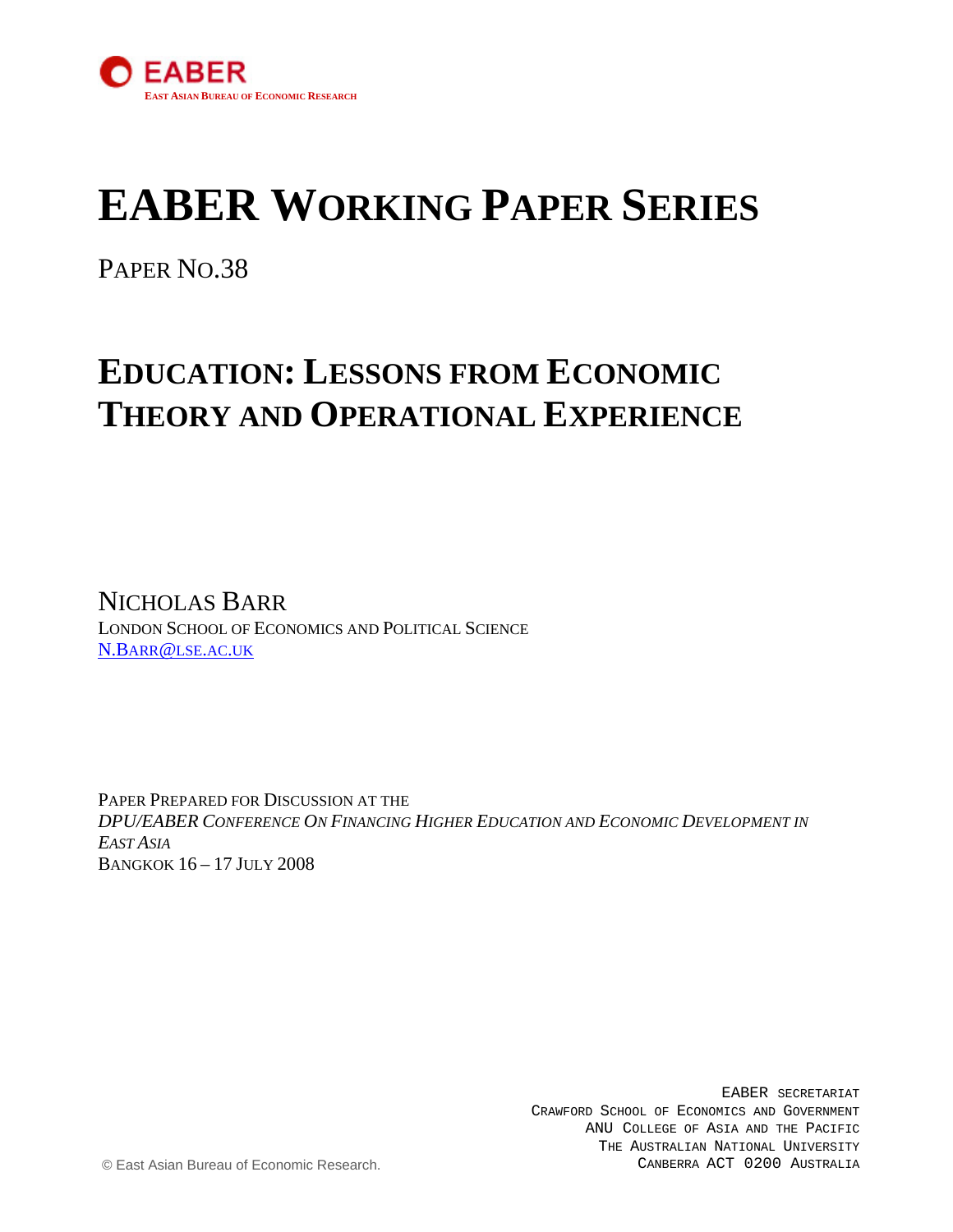EABER

EAST ASIAN BUREAU OF ECONOMIC RESEARCH

# EABER WORKING PAPER SERIES

PAPER NO.38

# EDUCATION: LESSONS FROM ECONOMIC THEORY AND OPERATIONAL EXPERIENCE

NICHOLAS BARR

LONDON SCHOOL OF ECONOMICS AND POLITICAL SCIENCE

N.BARR@LSE.AC.UK

PAPER PREPARED FOR DISCUSSION AT THE

*DPU/EABER CONFERENCE ON FINANCING HIGHER EDUCATION AND ECONOMIC DEVELOPMENT IN EAST ASIA*

BANGKOK 16 – 17 JULY 2008

EABER SECRETARIAT

CRAWFORD SCHOOL OF ECONOMICS AND GOVERNMENT

ANU COLLEGE OF ASIA AND THE PACIFIC

THE AUSTRALIAN NATIONAL UNIVERSITY

CANBERRA ACT 0200 AUSTRALIA

© East Asian Bureau of Economic Research.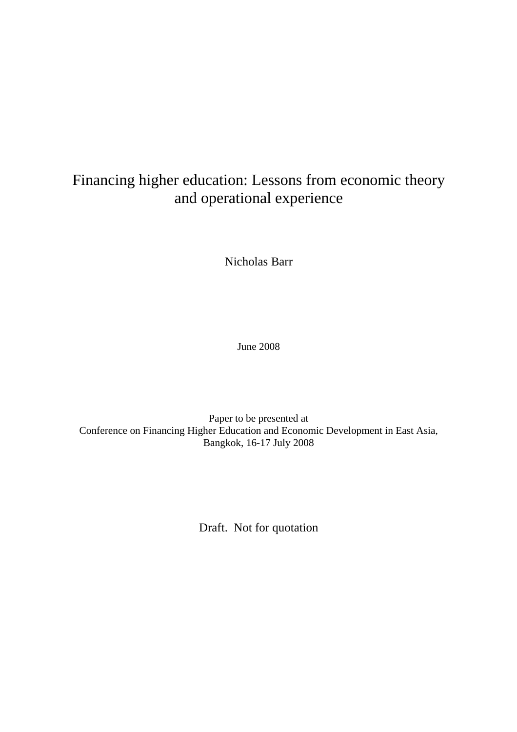# Financing higher education: Lessons from economic theory and operational experience

Nicholas Barr

June 2008

Paper to be presented at
Conference on Financing Higher Education and Economic Development in East Asia,
Bangkok, 16-17 July 2008

Draft. Not for quotation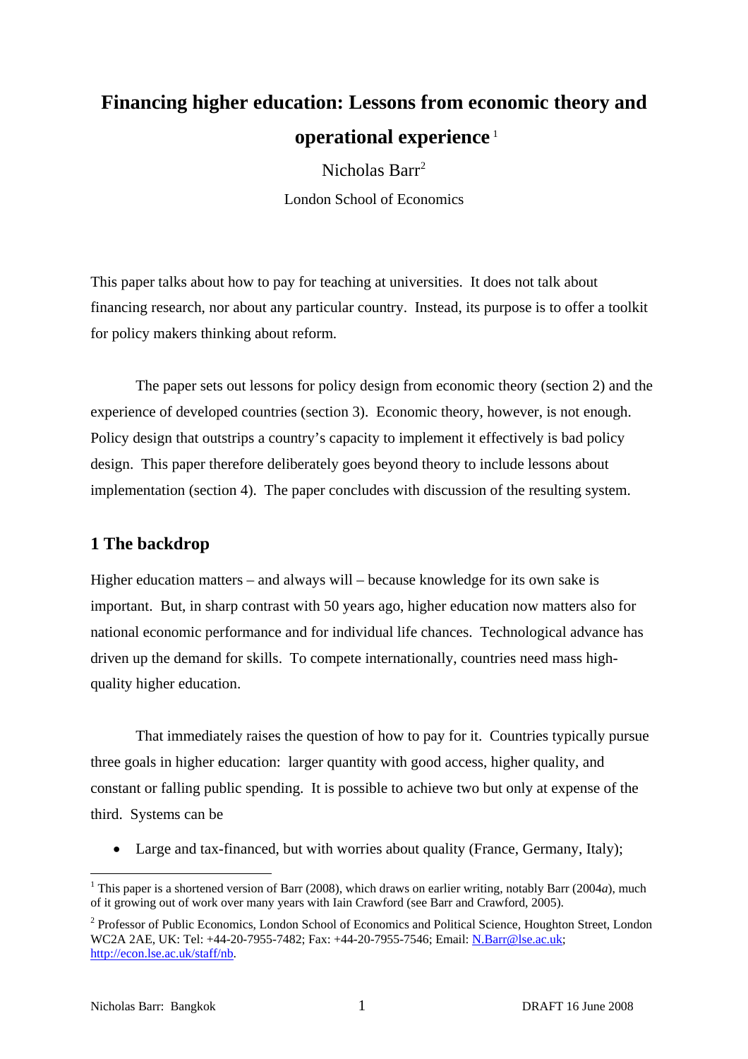# Financing higher education: Lessons from economic theory and operational experience [1]

Nicholas Barr[2]

London School of Economics

This paper talks about how to pay for teaching at universities. It does not talk about financing research, nor about any particular country. Instead, its purpose is to offer a toolkit for policy makers thinking about reform.

The paper sets out lessons for policy design from economic theory (section 2) and the experience of developed countries (section 3). Economic theory, however, is not enough. Policy design that outstrips a country's capacity to implement it effectively is bad policy design. This paper therefore deliberately goes beyond theory to include lessons about implementation (section 4). The paper concludes with discussion of the resulting system.

## 1 The backdrop

Higher education matters – and always will – because knowledge for its own sake is important. But, in sharp contrast with 50 years ago, higher education now matters also for national economic performance and for individual life chances. Technological advance has driven up the demand for skills. To compete internationally, countries need mass high-quality higher education.

That immediately raises the question of how to pay for it. Countries typically pursue three goals in higher education: larger quantity with good access, higher quality, and constant or falling public spending. It is possible to achieve two but only at expense of the third. Systems can be

- Large and tax-financed, but with worries about quality (France, Germany, Italy);

---

[1] This paper is a shortened version of Barr (2008), which draws on earlier writing, notably Barr (2004*a*), much of it growing out of work over many years with Iain Crawford (see Barr and Crawford, 2005).

[2] Professor of Public Economics, London School of Economics and Political Science, Houghton Street, London WC2A 2AE, UK: Tel: +44-20-7955-7482; Fax: +44-20-7955-7546; Email: N.Barr@lse.ac.uk; http://econ.lse.ac.uk/staff/nb.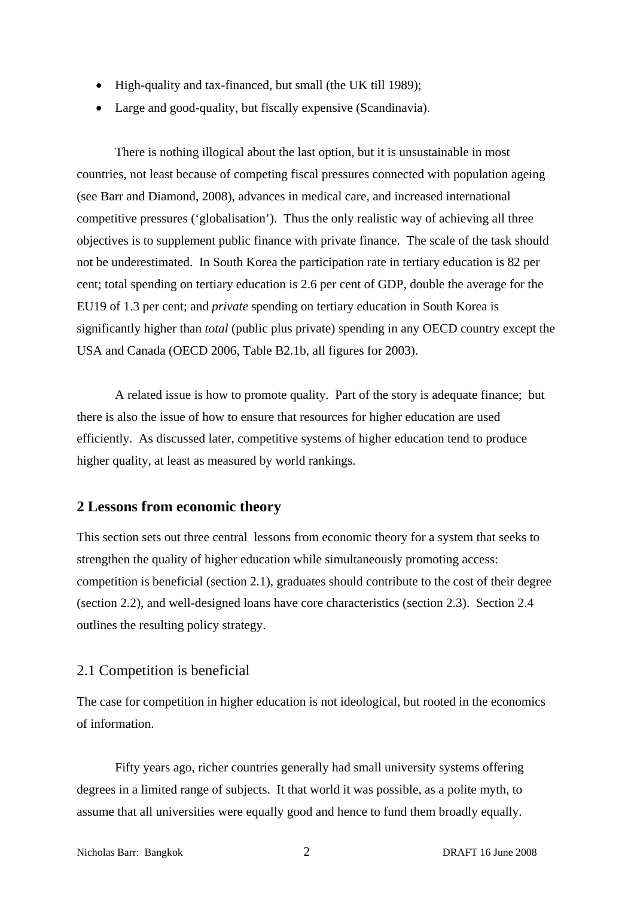- High-quality and tax-financed, but small (the UK till 1989);
- Large and good-quality, but fiscally expensive (Scandinavia).

There is nothing illogical about the last option, but it is unsustainable in most countries, not least because of competing fiscal pressures connected with population ageing (see Barr and Diamond, 2008), advances in medical care, and increased international competitive pressures ('globalisation'). Thus the only realistic way of achieving all three objectives is to supplement public finance with private finance. The scale of the task should not be underestimated. In South Korea the participation rate in tertiary education is 82 per cent; total spending on tertiary education is 2.6 per cent of GDP, double the average for the EU19 of 1.3 per cent; and *private* spending on tertiary education in South Korea is significantly higher than *total* (public plus private) spending in any OECD country except the USA and Canada (OECD 2006, Table B2.1b, all figures for 2003).

A related issue is how to promote quality. Part of the story is adequate finance; but there is also the issue of how to ensure that resources for higher education are used efficiently. As discussed later, competitive systems of higher education tend to produce higher quality, at least as measured by world rankings.

## 2 Lessons from economic theory

This section sets out three central lessons from economic theory for a system that seeks to strengthen the quality of higher education while simultaneously promoting access: competition is beneficial (section 2.1), graduates should contribute to the cost of their degree (section 2.2), and well-designed loans have core characteristics (section 2.3). Section 2.4 outlines the resulting policy strategy.

### 2.1 Competition is beneficial

The case for competition in higher education is not ideological, but rooted in the economics of information.

Fifty years ago, richer countries generally had small university systems offering degrees in a limited range of subjects. It that world it was possible, as a polite myth, to assume that all universities were equally good and hence to fund them broadly equally.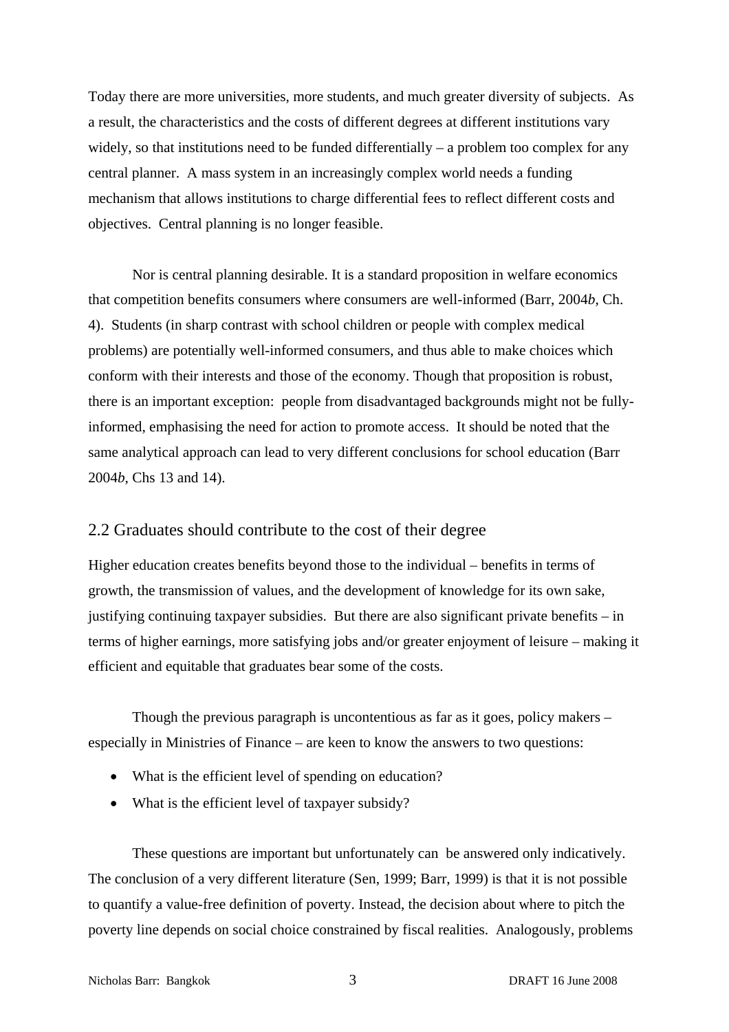Today there are more universities, more students, and much greater diversity of subjects. As a result, the characteristics and the costs of different degrees at different institutions vary widely, so that institutions need to be funded differentially – a problem too complex for any central planner. A mass system in an increasingly complex world needs a funding mechanism that allows institutions to charge differential fees to reflect different costs and objectives. Central planning is no longer feasible.

Nor is central planning desirable. It is a standard proposition in welfare economics that competition benefits consumers where consumers are well-informed (Barr, 2004*b*, Ch. 4). Students (in sharp contrast with school children or people with complex medical problems) are potentially well-informed consumers, and thus able to make choices which conform with their interests and those of the economy. Though that proposition is robust, there is an important exception: people from disadvantaged backgrounds might not be fully-informed, emphasising the need for action to promote access. It should be noted that the same analytical approach can lead to very different conclusions for school education (Barr 2004*b*, Chs 13 and 14).

## 2.2 Graduates should contribute to the cost of their degree

Higher education creates benefits beyond those to the individual – benefits in terms of growth, the transmission of values, and the development of knowledge for its own sake, justifying continuing taxpayer subsidies. But there are also significant private benefits – in terms of higher earnings, more satisfying jobs and/or greater enjoyment of leisure – making it efficient and equitable that graduates bear some of the costs.

Though the previous paragraph is uncontentious as far as it goes, policy makers – especially in Ministries of Finance – are keen to know the answers to two questions:

- What is the efficient level of spending on education?
- What is the efficient level of taxpayer subsidy?

These questions are important but unfortunately can be answered only indicatively. The conclusion of a very different literature (Sen, 1999; Barr, 1999) is that it is not possible to quantify a value-free definition of poverty. Instead, the decision about where to pitch the poverty line depends on social choice constrained by fiscal realities. Analogously, problems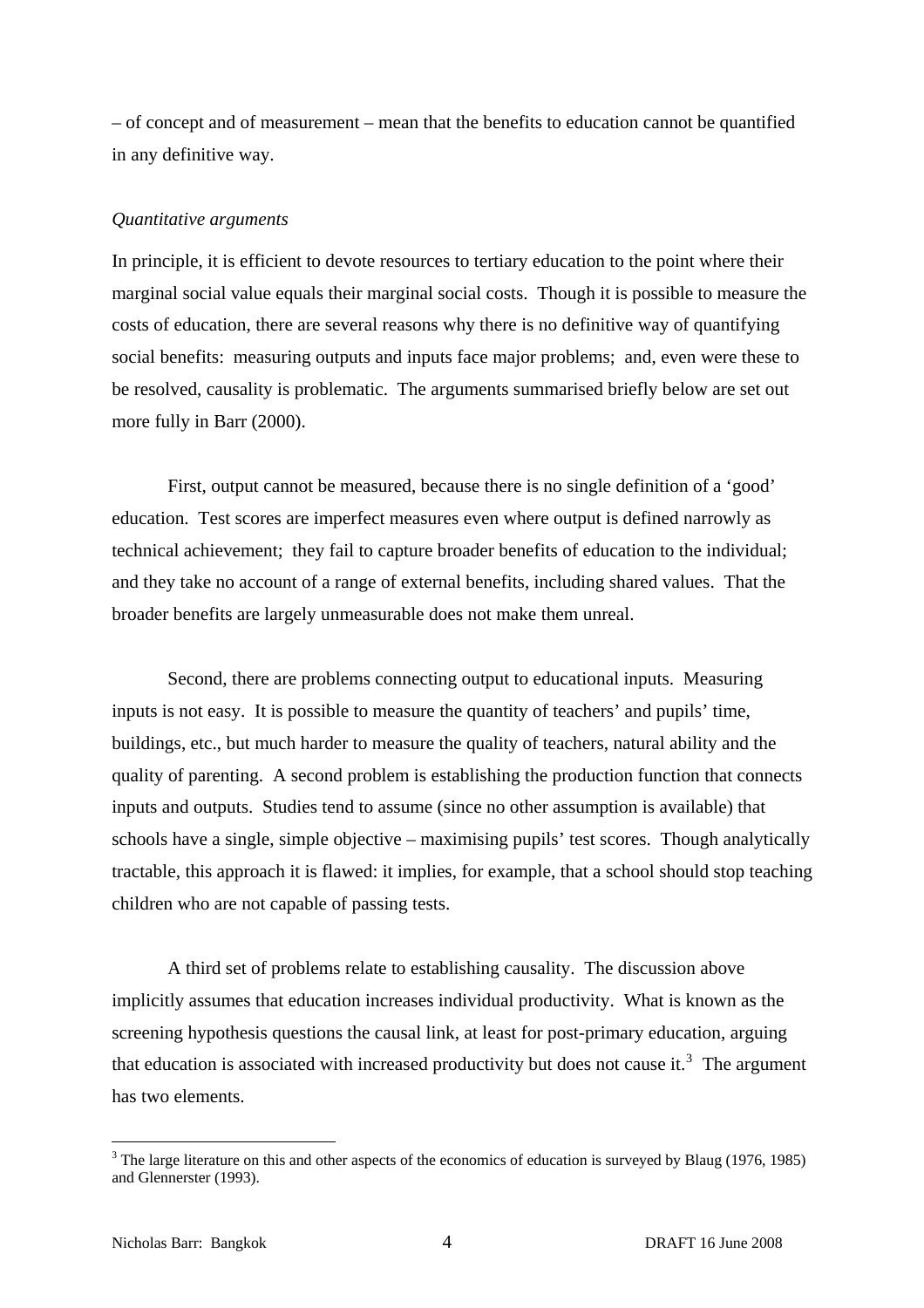– of concept and of measurement – mean that the benefits to education cannot be quantified in any definitive way.

*Quantitative arguments*

In principle, it is efficient to devote resources to tertiary education to the point where their marginal social value equals their marginal social costs. Though it is possible to measure the costs of education, there are several reasons why there is no definitive way of quantifying social benefits: measuring outputs and inputs face major problems; and, even were these to be resolved, causality is problematic. The arguments summarised briefly below are set out more fully in Barr (2000).

First, output cannot be measured, because there is no single definition of a 'good' education. Test scores are imperfect measures even where output is defined narrowly as technical achievement; they fail to capture broader benefits of education to the individual; and they take no account of a range of external benefits, including shared values. That the broader benefits are largely unmeasurable does not make them unreal.

Second, there are problems connecting output to educational inputs. Measuring inputs is not easy. It is possible to measure the quantity of teachers' and pupils' time, buildings, etc., but much harder to measure the quality of teachers, natural ability and the quality of parenting. A second problem is establishing the production function that connects inputs and outputs. Studies tend to assume (since no other assumption is available) that schools have a single, simple objective – maximising pupils' test scores. Though analytically tractable, this approach it is flawed: it implies, for example, that a school should stop teaching children who are not capable of passing tests.

A third set of problems relate to establishing causality. The discussion above implicitly assumes that education increases individual productivity. What is known as the screening hypothesis questions the causal link, at least for post-primary education, arguing that education is associated with increased productivity but does not cause it.[3] The argument has two elements.

[3] The large literature on this and other aspects of the economics of education is surveyed by Blaug (1976, 1985) and Glennerster (1993).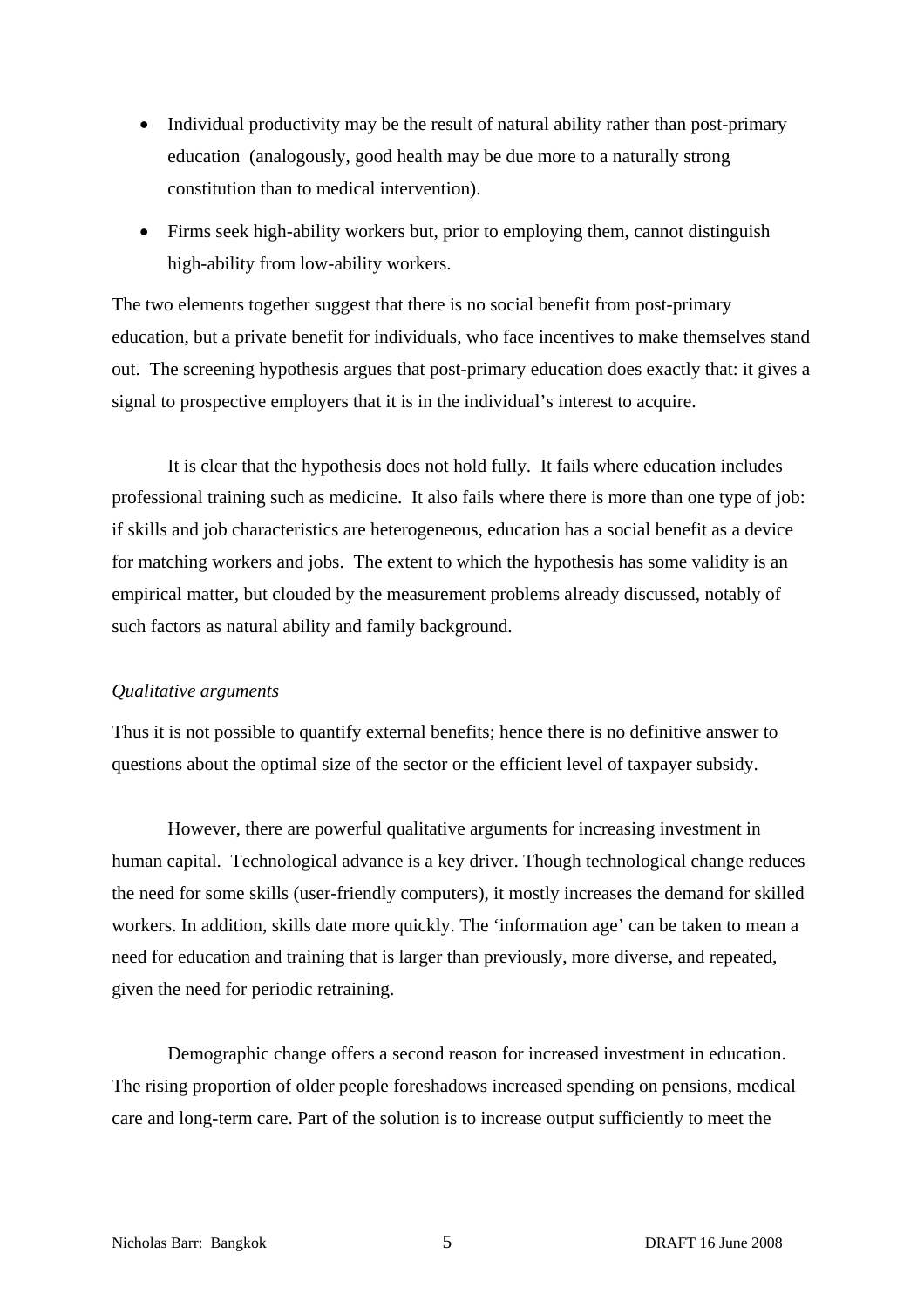- Individual productivity may be the result of natural ability rather than post-primary education (analogously, good health may be due more to a naturally strong constitution than to medical intervention).
- Firms seek high-ability workers but, prior to employing them, cannot distinguish high-ability from low-ability workers.

The two elements together suggest that there is no social benefit from post-primary education, but a private benefit for individuals, who face incentives to make themselves stand out. The screening hypothesis argues that post-primary education does exactly that: it gives a signal to prospective employers that it is in the individual's interest to acquire.

It is clear that the hypothesis does not hold fully. It fails where education includes professional training such as medicine. It also fails where there is more than one type of job: if skills and job characteristics are heterogeneous, education has a social benefit as a device for matching workers and jobs. The extent to which the hypothesis has some validity is an empirical matter, but clouded by the measurement problems already discussed, notably of such factors as natural ability and family background.

*Qualitative arguments*

Thus it is not possible to quantify external benefits; hence there is no definitive answer to questions about the optimal size of the sector or the efficient level of taxpayer subsidy.

However, there are powerful qualitative arguments for increasing investment in human capital. Technological advance is a key driver. Though technological change reduces the need for some skills (user-friendly computers), it mostly increases the demand for skilled workers. In addition, skills date more quickly. The 'information age' can be taken to mean a need for education and training that is larger than previously, more diverse, and repeated, given the need for periodic retraining.

Demographic change offers a second reason for increased investment in education. The rising proportion of older people foreshadows increased spending on pensions, medical care and long-term care. Part of the solution is to increase output sufficiently to meet the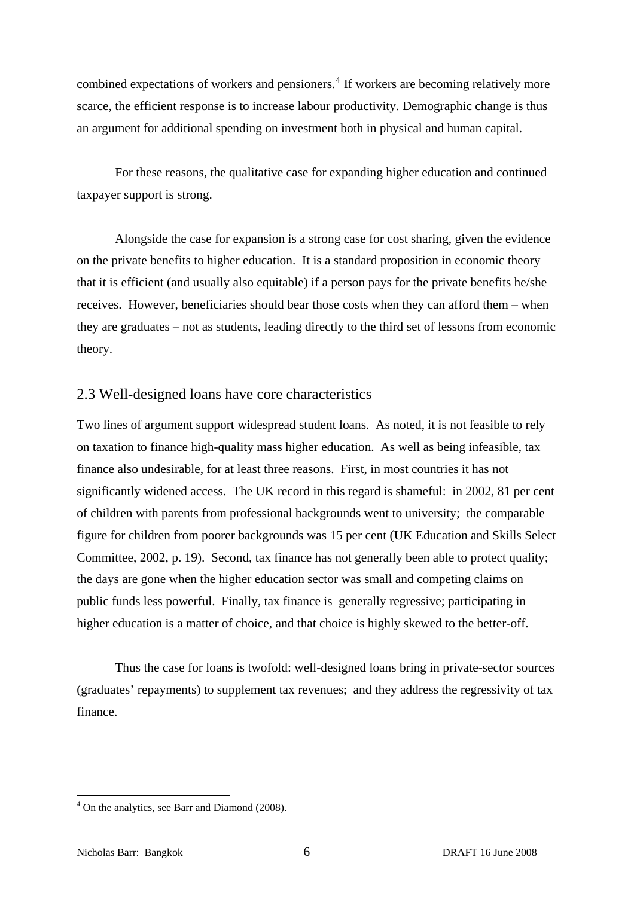combined expectations of workers and pensioners.[4] If workers are becoming relatively more scarce, the efficient response is to increase labour productivity. Demographic change is thus an argument for additional spending on investment both in physical and human capital.

For these reasons, the qualitative case for expanding higher education and continued taxpayer support is strong.

Alongside the case for expansion is a strong case for cost sharing, given the evidence on the private benefits to higher education. It is a standard proposition in economic theory that it is efficient (and usually also equitable) if a person pays for the private benefits he/she receives. However, beneficiaries should bear those costs when they can afford them – when they are graduates – not as students, leading directly to the third set of lessons from economic theory.

## 2.3 Well-designed loans have core characteristics

Two lines of argument support widespread student loans. As noted, it is not feasible to rely on taxation to finance high-quality mass higher education. As well as being infeasible, tax finance also undesirable, for at least three reasons. First, in most countries it has not significantly widened access. The UK record in this regard is shameful: in 2002, 81 per cent of children with parents from professional backgrounds went to university; the comparable figure for children from poorer backgrounds was 15 per cent (UK Education and Skills Select Committee, 2002, p. 19). Second, tax finance has not generally been able to protect quality; the days are gone when the higher education sector was small and competing claims on public funds less powerful. Finally, tax finance is generally regressive; participating in higher education is a matter of choice, and that choice is highly skewed to the better-off.

Thus the case for loans is twofold: well-designed loans bring in private-sector sources (graduates' repayments) to supplement tax revenues; and they address the regressivity of tax finance.

[4] On the analytics, see Barr and Diamond (2008).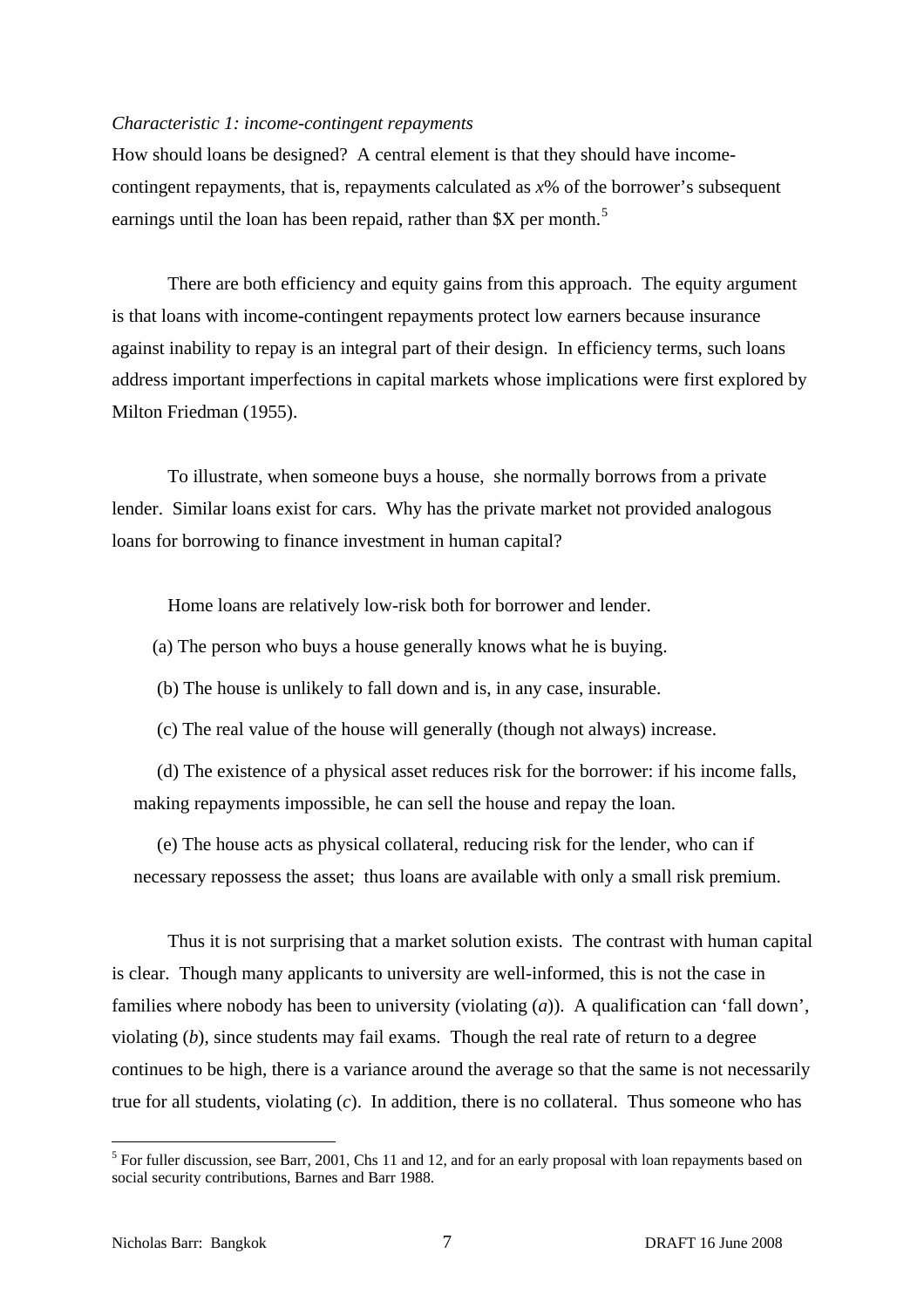*Characteristic 1: income-contingent repayments*

How should loans be designed? A central element is that they should have income-contingent repayments, that is, repayments calculated as *x*% of the borrower's subsequent earnings until the loan has been repaid, rather than $X per month.[5]

There are both efficiency and equity gains from this approach. The equity argument is that loans with income-contingent repayments protect low earners because insurance against inability to repay is an integral part of their design. In efficiency terms, such loans address important imperfections in capital markets whose implications were first explored by Milton Friedman (1955).

To illustrate, when someone buys a house, she normally borrows from a private lender. Similar loans exist for cars. Why has the private market not provided analogous loans for borrowing to finance investment in human capital?

Home loans are relatively low-risk both for borrower and lender.

(a) The person who buys a house generally knows what he is buying.

(b) The house is unlikely to fall down and is, in any case, insurable.

(c) The real value of the house will generally (though not always) increase.

(d) The existence of a physical asset reduces risk for the borrower: if his income falls, making repayments impossible, he can sell the house and repay the loan.

(e) The house acts as physical collateral, reducing risk for the lender, who can if necessary repossess the asset; thus loans are available with only a small risk premium.

Thus it is not surprising that a market solution exists. The contrast with human capital is clear. Though many applicants to university are well-informed, this is not the case in families where nobody has been to university (violating (*a*)). A qualification can 'fall down', violating (*b*), since students may fail exams. Though the real rate of return to a degree continues to be high, there is a variance around the average so that the same is not necessarily true for all students, violating (*c*). In addition, there is no collateral. Thus someone who has

[5] For fuller discussion, see Barr, 2001, Chs 11 and 12, and for an early proposal with loan repayments based on social security contributions, Barnes and Barr 1988.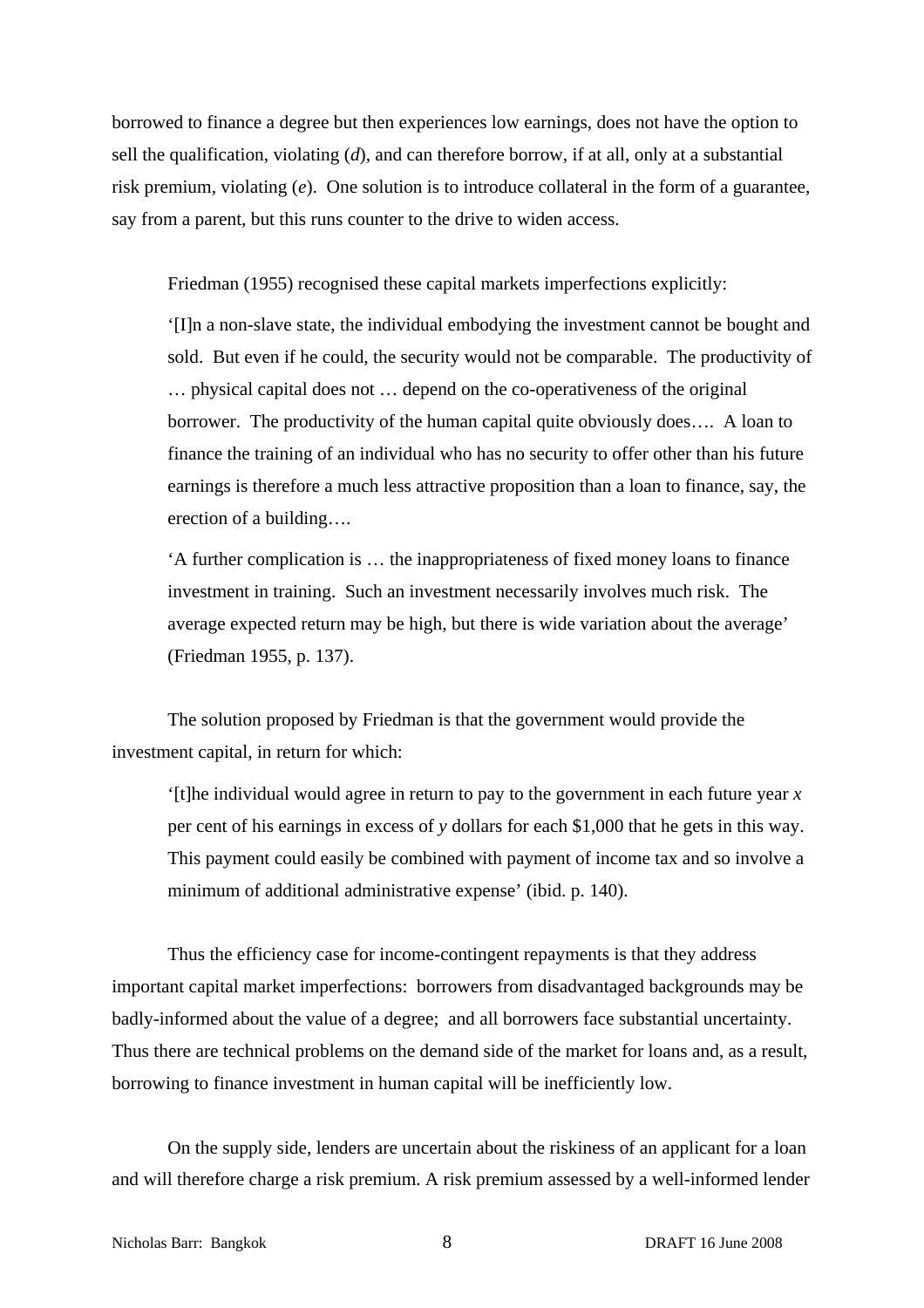borrowed to finance a degree but then experiences low earnings, does not have the option to sell the qualification, violating (*d*), and can therefore borrow, if at all, only at a substantial risk premium, violating (*e*). One solution is to introduce collateral in the form of a guarantee, say from a parent, but this runs counter to the drive to widen access.

Friedman (1955) recognised these capital markets imperfections explicitly:

> '[I]n a non-slave state, the individual embodying the investment cannot be bought and sold. But even if he could, the security would not be comparable. The productivity of … physical capital does not … depend on the co-operativeness of the original borrower. The productivity of the human capital quite obviously does…. A loan to finance the training of an individual who has no security to offer other than his future earnings is therefore a much less attractive proposition than a loan to finance, say, the erection of a building….
>
> 'A further complication is … the inappropriateness of fixed money loans to finance investment in training. Such an investment necessarily involves much risk. The average expected return may be high, but there is wide variation about the average' (Friedman 1955, p. 137).

The solution proposed by Friedman is that the government would provide the investment capital, in return for which:

> '[t]he individual would agree in return to pay to the government in each future year *x* per cent of his earnings in excess of *y* dollars for each $1,000 that he gets in this way. This payment could easily be combined with payment of income tax and so involve a minimum of additional administrative expense' (ibid. p. 140).

Thus the efficiency case for income-contingent repayments is that they address important capital market imperfections: borrowers from disadvantaged backgrounds may be badly-informed about the value of a degree; and all borrowers face substantial uncertainty. Thus there are technical problems on the demand side of the market for loans and, as a result, borrowing to finance investment in human capital will be inefficiently low.

On the supply side, lenders are uncertain about the riskiness of an applicant for a loan and will therefore charge a risk premium. A risk premium assessed by a well-informed lender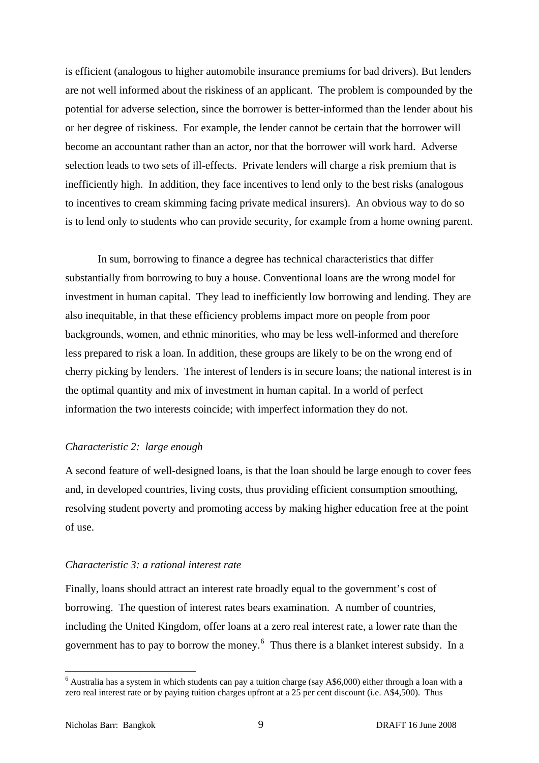is efficient (analogous to higher automobile insurance premiums for bad drivers). But lenders are not well informed about the riskiness of an applicant. The problem is compounded by the potential for adverse selection, since the borrower is better-informed than the lender about his or her degree of riskiness. For example, the lender cannot be certain that the borrower will become an accountant rather than an actor, nor that the borrower will work hard. Adverse selection leads to two sets of ill-effects. Private lenders will charge a risk premium that is inefficiently high. In addition, they face incentives to lend only to the best risks (analogous to incentives to cream skimming facing private medical insurers). An obvious way to do so is to lend only to students who can provide security, for example from a home owning parent.

In sum, borrowing to finance a degree has technical characteristics that differ substantially from borrowing to buy a house. Conventional loans are the wrong model for investment in human capital. They lead to inefficiently low borrowing and lending. They are also inequitable, in that these efficiency problems impact more on people from poor backgrounds, women, and ethnic minorities, who may be less well-informed and therefore less prepared to risk a loan. In addition, these groups are likely to be on the wrong end of cherry picking by lenders. The interest of lenders is in secure loans; the national interest is in the optimal quantity and mix of investment in human capital. In a world of perfect information the two interests coincide; with imperfect information they do not.

*Characteristic 2: large enough*

A second feature of well-designed loans, is that the loan should be large enough to cover fees and, in developed countries, living costs, thus providing efficient consumption smoothing, resolving student poverty and promoting access by making higher education free at the point of use.

*Characteristic 3: a rational interest rate*

Finally, loans should attract an interest rate broadly equal to the government's cost of borrowing. The question of interest rates bears examination. A number of countries, including the United Kingdom, offer loans at a zero real interest rate, a lower rate than the government has to pay to borrow the money.[6] Thus there is a blanket interest subsidy. In a

[6] Australia has a system in which students can pay a tuition charge (say A$6,000) either through a loan with a zero real interest rate or by paying tuition charges upfront at a 25 per cent discount (i.e. A$4,500). Thus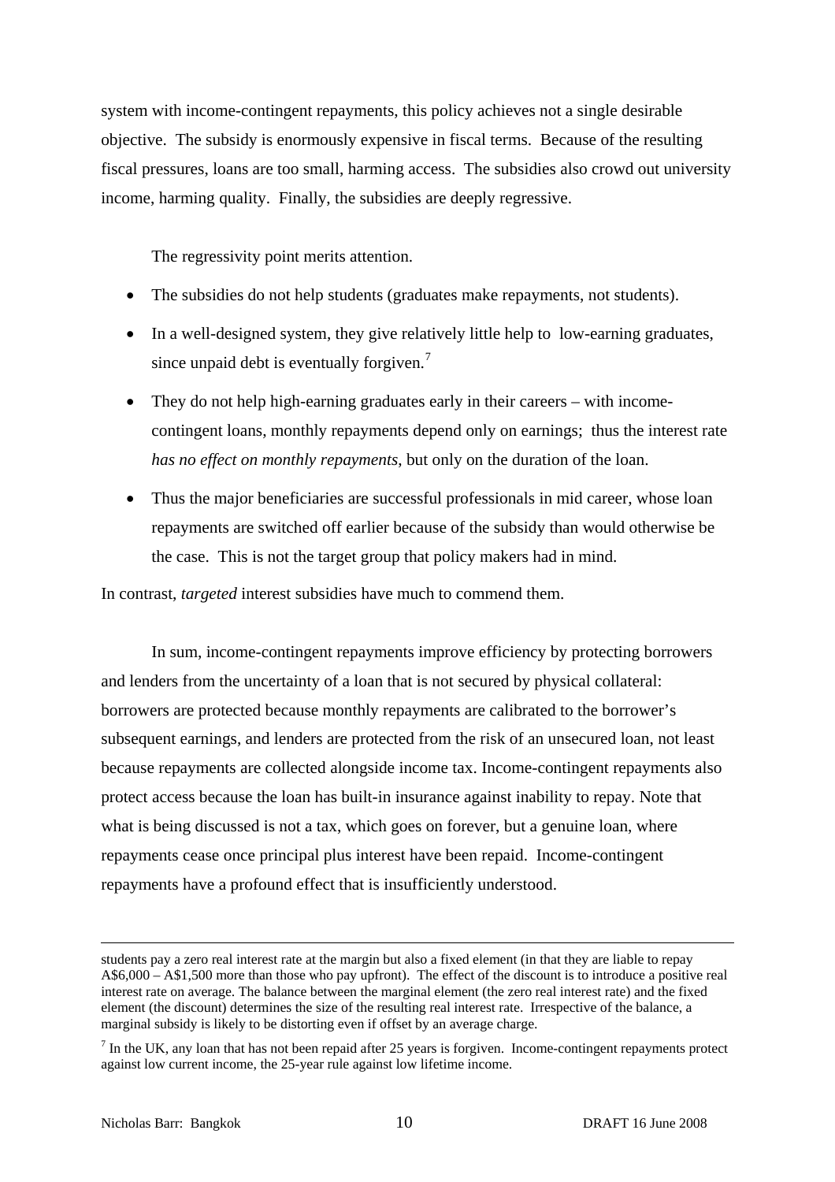system with income-contingent repayments, this policy achieves not a single desirable objective. The subsidy is enormously expensive in fiscal terms. Because of the resulting fiscal pressures, loans are too small, harming access. The subsidies also crowd out university income, harming quality. Finally, the subsidies are deeply regressive.

The regressivity point merits attention.

- The subsidies do not help students (graduates make repayments, not students).
- In a well-designed system, they give relatively little help to low-earning graduates, since unpaid debt is eventually forgiven.[7]
- They do not help high-earning graduates early in their careers – with income-contingent loans, monthly repayments depend only on earnings; thus the interest rate *has no effect on monthly repayments*, but only on the duration of the loan.
- Thus the major beneficiaries are successful professionals in mid career, whose loan repayments are switched off earlier because of the subsidy than would otherwise be the case. This is not the target group that policy makers had in mind.

In contrast, *targeted* interest subsidies have much to commend them.

In sum, income-contingent repayments improve efficiency by protecting borrowers and lenders from the uncertainty of a loan that is not secured by physical collateral: borrowers are protected because monthly repayments are calibrated to the borrower's subsequent earnings, and lenders are protected from the risk of an unsecured loan, not least because repayments are collected alongside income tax. Income-contingent repayments also protect access because the loan has built-in insurance against inability to repay. Note that what is being discussed is not a tax, which goes on forever, but a genuine loan, where repayments cease once principal plus interest have been repaid. Income-contingent repayments have a profound effect that is insufficiently understood.

---

students pay a zero real interest rate at the margin but also a fixed element (in that they are liable to repay A$6,000 – A$1,500 more than those who pay upfront). The effect of the discount is to introduce a positive real interest rate on average. The balance between the marginal element (the zero real interest rate) and the fixed element (the discount) determines the size of the resulting real interest rate. Irrespective of the balance, a marginal subsidy is likely to be distorting even if offset by an average charge.

[7] In the UK, any loan that has not been repaid after 25 years is forgiven. Income-contingent repayments protect against low current income, the 25-year rule against low lifetime income.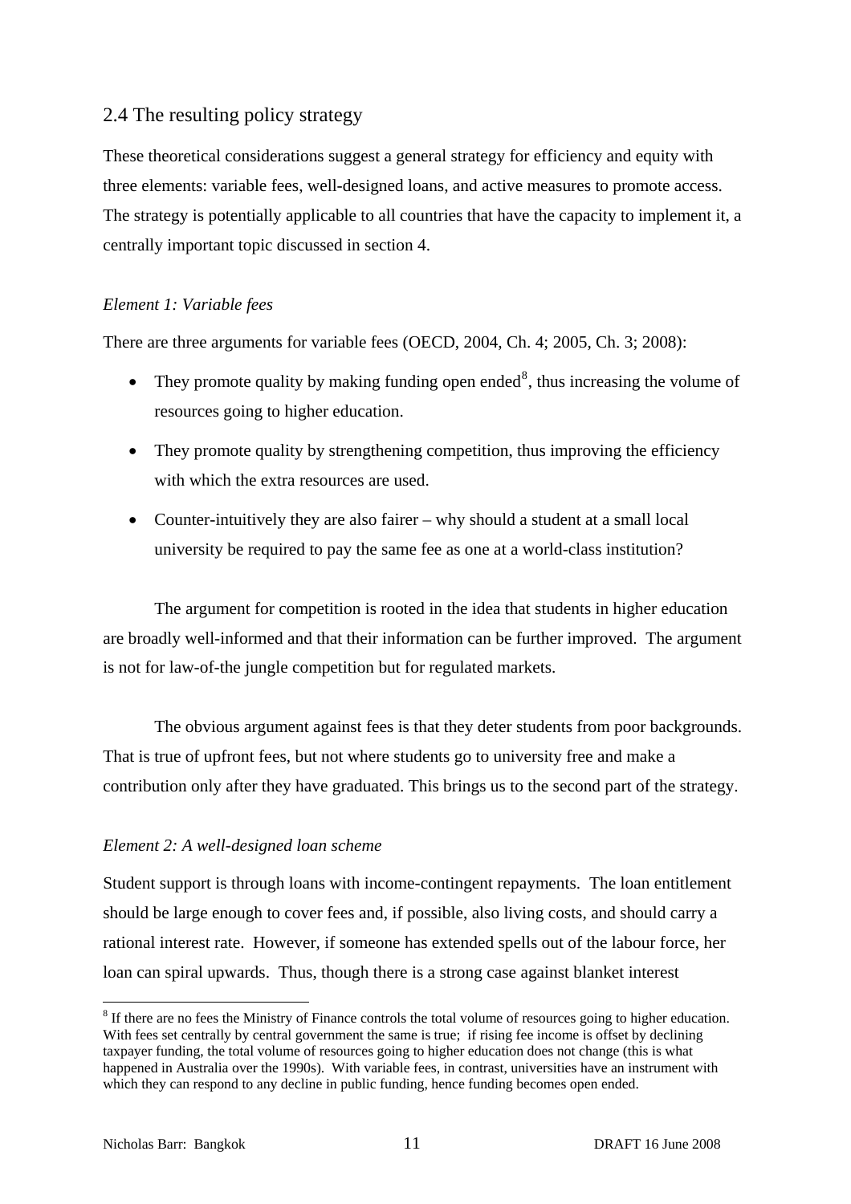## 2.4 The resulting policy strategy

These theoretical considerations suggest a general strategy for efficiency and equity with three elements: variable fees, well-designed loans, and active measures to promote access. The strategy is potentially applicable to all countries that have the capacity to implement it, a centrally important topic discussed in section 4.

*Element 1: Variable fees*

There are three arguments for variable fees (OECD, 2004, Ch. 4; 2005, Ch. 3; 2008):

- They promote quality by making funding open ended[8], thus increasing the volume of resources going to higher education.
- They promote quality by strengthening competition, thus improving the efficiency with which the extra resources are used.
- Counter-intuitively they are also fairer – why should a student at a small local university be required to pay the same fee as one at a world-class institution?

The argument for competition is rooted in the idea that students in higher education are broadly well-informed and that their information can be further improved. The argument is not for law-of-the jungle competition but for regulated markets.

The obvious argument against fees is that they deter students from poor backgrounds. That is true of upfront fees, but not where students go to university free and make a contribution only after they have graduated. This brings us to the second part of the strategy.

*Element 2: A well-designed loan scheme*

Student support is through loans with income-contingent repayments. The loan entitlement should be large enough to cover fees and, if possible, also living costs, and should carry a rational interest rate. However, if someone has extended spells out of the labour force, her loan can spiral upwards. Thus, though there is a strong case against blanket interest

[8] If there are no fees the Ministry of Finance controls the total volume of resources going to higher education. With fees set centrally by central government the same is true; if rising fee income is offset by declining taxpayer funding, the total volume of resources going to higher education does not change (this is what happened in Australia over the 1990s). With variable fees, in contrast, universities have an instrument with which they can respond to any decline in public funding, hence funding becomes open ended.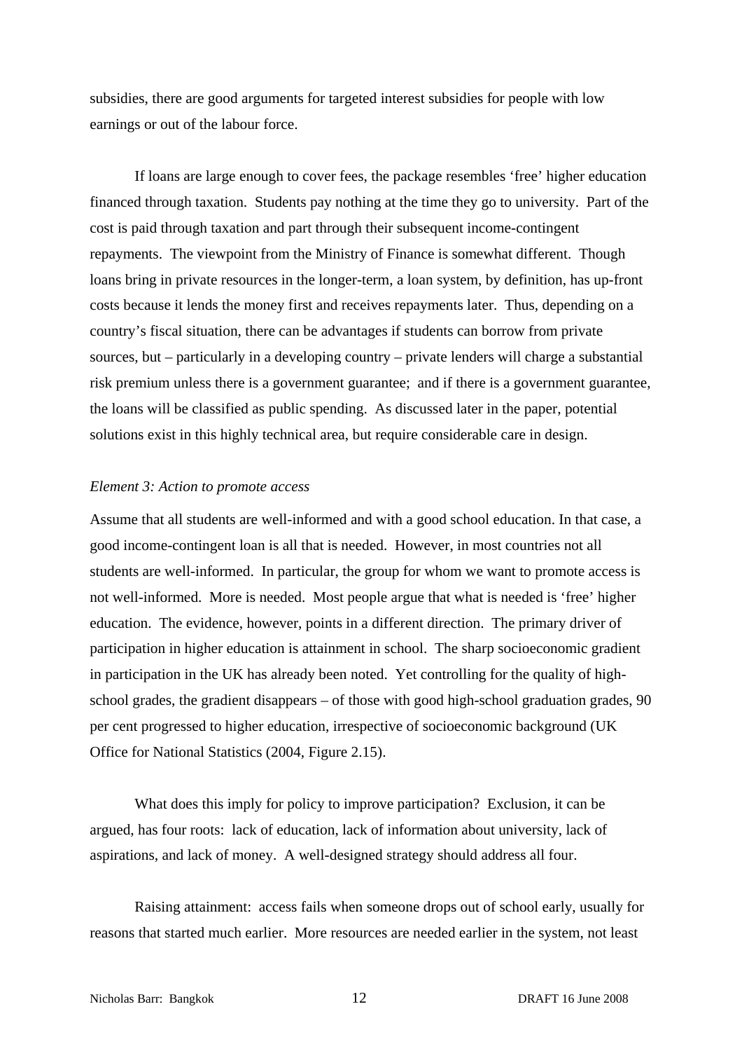subsidies, there are good arguments for targeted interest subsidies for people with low earnings or out of the labour force.

If loans are large enough to cover fees, the package resembles 'free' higher education financed through taxation. Students pay nothing at the time they go to university. Part of the cost is paid through taxation and part through their subsequent income-contingent repayments. The viewpoint from the Ministry of Finance is somewhat different. Though loans bring in private resources in the longer-term, a loan system, by definition, has up-front costs because it lends the money first and receives repayments later. Thus, depending on a country's fiscal situation, there can be advantages if students can borrow from private sources, but – particularly in a developing country – private lenders will charge a substantial risk premium unless there is a government guarantee; and if there is a government guarantee, the loans will be classified as public spending. As discussed later in the paper, potential solutions exist in this highly technical area, but require considerable care in design.

*Element 3: Action to promote access*

Assume that all students are well-informed and with a good school education. In that case, a good income-contingent loan is all that is needed. However, in most countries not all students are well-informed. In particular, the group for whom we want to promote access is not well-informed. More is needed. Most people argue that what is needed is 'free' higher education. The evidence, however, points in a different direction. The primary driver of participation in higher education is attainment in school. The sharp socioeconomic gradient in participation in the UK has already been noted. Yet controlling for the quality of high-school grades, the gradient disappears – of those with good high-school graduation grades, 90 per cent progressed to higher education, irrespective of socioeconomic background (UK Office for National Statistics (2004, Figure 2.15).

What does this imply for policy to improve participation? Exclusion, it can be argued, has four roots: lack of education, lack of information about university, lack of aspirations, and lack of money. A well-designed strategy should address all four.

Raising attainment: access fails when someone drops out of school early, usually for reasons that started much earlier. More resources are needed earlier in the system, not least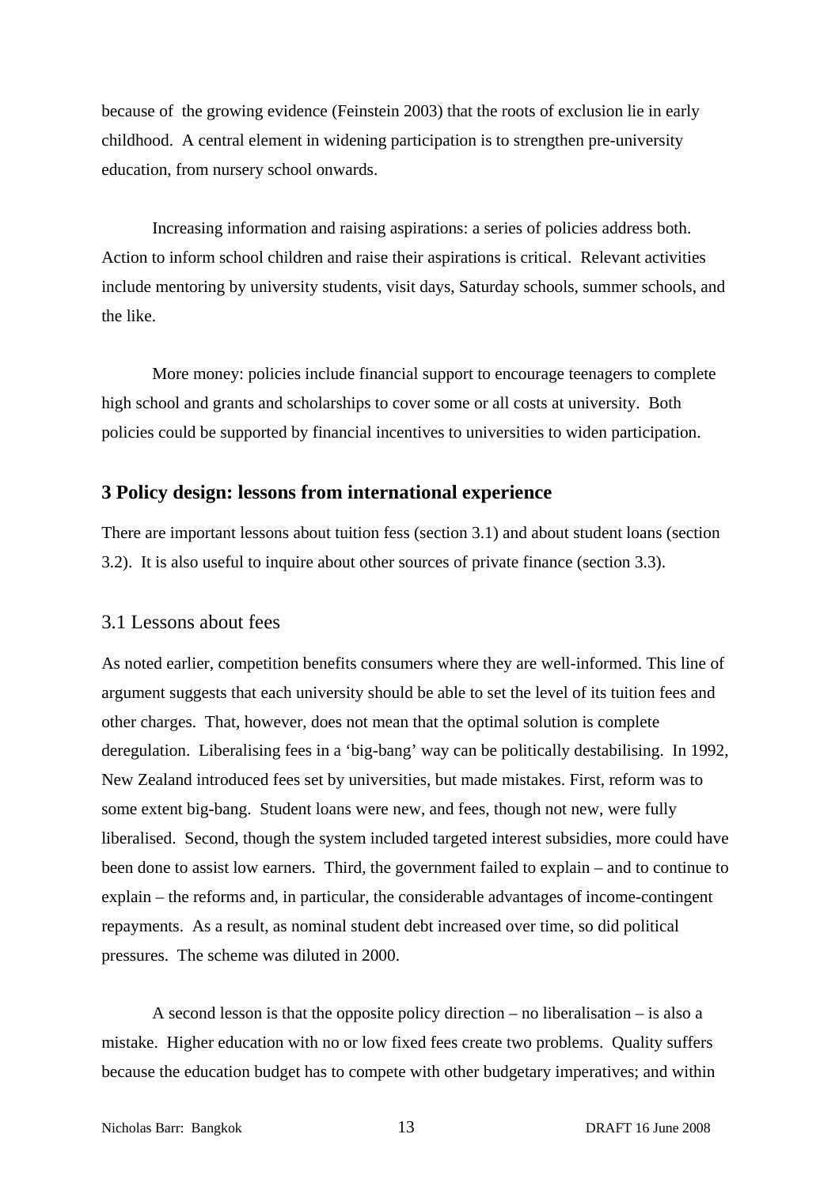because of the growing evidence (Feinstein 2003) that the roots of exclusion lie in early childhood. A central element in widening participation is to strengthen pre-university education, from nursery school onwards.

Increasing information and raising aspirations: a series of policies address both. Action to inform school children and raise their aspirations is critical. Relevant activities include mentoring by university students, visit days, Saturday schools, summer schools, and the like.

More money: policies include financial support to encourage teenagers to complete high school and grants and scholarships to cover some or all costs at university. Both policies could be supported by financial incentives to universities to widen participation.

## 3 Policy design: lessons from international experience

There are important lessons about tuition fess (section 3.1) and about student loans (section 3.2). It is also useful to inquire about other sources of private finance (section 3.3).

### 3.1 Lessons about fees

As noted earlier, competition benefits consumers where they are well-informed. This line of argument suggests that each university should be able to set the level of its tuition fees and other charges. That, however, does not mean that the optimal solution is complete deregulation. Liberalising fees in a 'big-bang' way can be politically destabilising. In 1992, New Zealand introduced fees set by universities, but made mistakes. First, reform was to some extent big-bang. Student loans were new, and fees, though not new, were fully liberalised. Second, though the system included targeted interest subsidies, more could have been done to assist low earners. Third, the government failed to explain – and to continue to explain – the reforms and, in particular, the considerable advantages of income-contingent repayments. As a result, as nominal student debt increased over time, so did political pressures. The scheme was diluted in 2000.

A second lesson is that the opposite policy direction – no liberalisation – is also a mistake. Higher education with no or low fixed fees create two problems. Quality suffers because the education budget has to compete with other budgetary imperatives; and within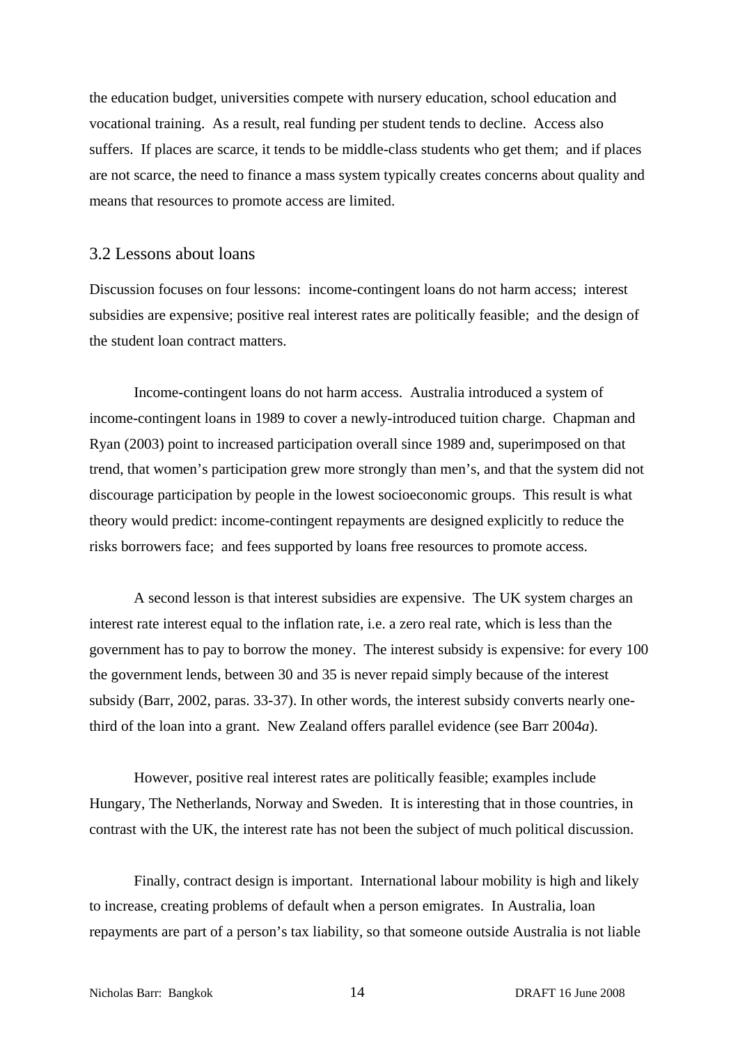the education budget, universities compete with nursery education, school education and vocational training. As a result, real funding per student tends to decline. Access also suffers. If places are scarce, it tends to be middle-class students who get them; and if places are not scarce, the need to finance a mass system typically creates concerns about quality and means that resources to promote access are limited.

## 3.2 Lessons about loans

Discussion focuses on four lessons: income-contingent loans do not harm access; interest subsidies are expensive; positive real interest rates are politically feasible; and the design of the student loan contract matters.

Income-contingent loans do not harm access. Australia introduced a system of income-contingent loans in 1989 to cover a newly-introduced tuition charge. Chapman and Ryan (2003) point to increased participation overall since 1989 and, superimposed on that trend, that women's participation grew more strongly than men's, and that the system did not discourage participation by people in the lowest socioeconomic groups. This result is what theory would predict: income-contingent repayments are designed explicitly to reduce the risks borrowers face; and fees supported by loans free resources to promote access.

A second lesson is that interest subsidies are expensive. The UK system charges an interest rate interest equal to the inflation rate, i.e. a zero real rate, which is less than the government has to pay to borrow the money. The interest subsidy is expensive: for every 100 the government lends, between 30 and 35 is never repaid simply because of the interest subsidy (Barr, 2002, paras. 33-37). In other words, the interest subsidy converts nearly one-third of the loan into a grant. New Zealand offers parallel evidence (see Barr 2004*a*).

However, positive real interest rates are politically feasible; examples include Hungary, The Netherlands, Norway and Sweden. It is interesting that in those countries, in contrast with the UK, the interest rate has not been the subject of much political discussion.

Finally, contract design is important. International labour mobility is high and likely to increase, creating problems of default when a person emigrates. In Australia, loan repayments are part of a person's tax liability, so that someone outside Australia is not liable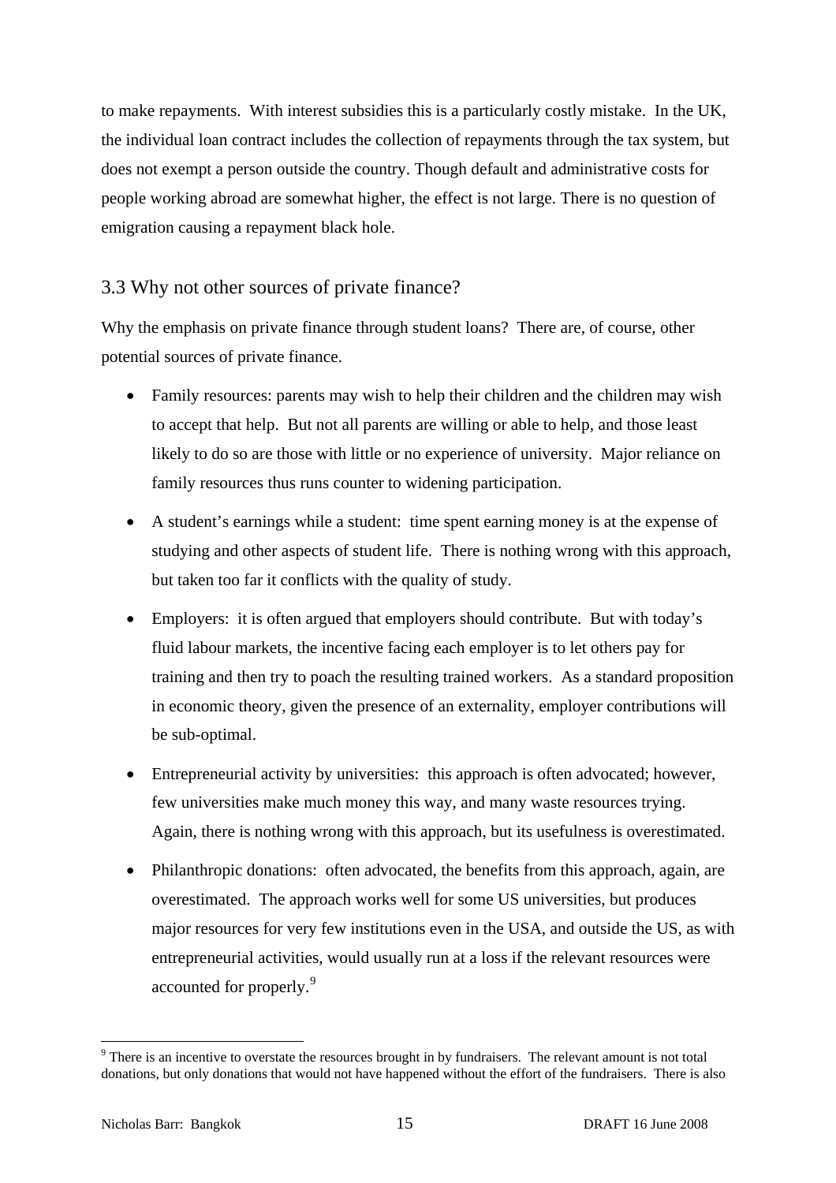to make repayments. With interest subsidies this is a particularly costly mistake. In the UK, the individual loan contract includes the collection of repayments through the tax system, but does not exempt a person outside the country. Though default and administrative costs for people working abroad are somewhat higher, the effect is not large. There is no question of emigration causing a repayment black hole.

## 3.3 Why not other sources of private finance?

Why the emphasis on private finance through student loans? There are, of course, other potential sources of private finance.

- Family resources: parents may wish to help their children and the children may wish to accept that help. But not all parents are willing or able to help, and those least likely to do so are those with little or no experience of university. Major reliance on family resources thus runs counter to widening participation.
- A student's earnings while a student: time spent earning money is at the expense of studying and other aspects of student life. There is nothing wrong with this approach, but taken too far it conflicts with the quality of study.
- Employers: it is often argued that employers should contribute. But with today's fluid labour markets, the incentive facing each employer is to let others pay for training and then try to poach the resulting trained workers. As a standard proposition in economic theory, given the presence of an externality, employer contributions will be sub-optimal.
- Entrepreneurial activity by universities: this approach is often advocated; however, few universities make much money this way, and many waste resources trying. Again, there is nothing wrong with this approach, but its usefulness is overestimated.
- Philanthropic donations: often advocated, the benefits from this approach, again, are overestimated. The approach works well for some US universities, but produces major resources for very few institutions even in the USA, and outside the US, as with entrepreneurial activities, would usually run at a loss if the relevant resources were accounted for properly.[9]

[9] There is an incentive to overstate the resources brought in by fundraisers. The relevant amount is not total donations, but only donations that would not have happened without the effort of the fundraisers. There is also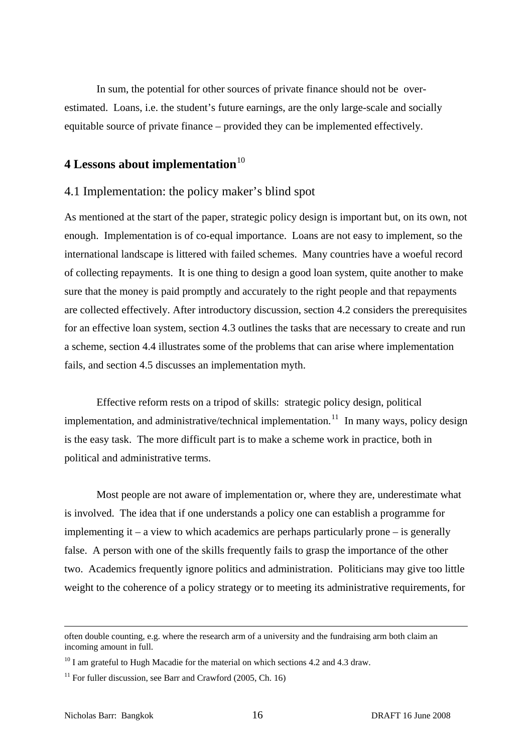In sum, the potential for other sources of private finance should not be over-estimated. Loans, i.e. the student's future earnings, are the only large-scale and socially equitable source of private finance – provided they can be implemented effectively.

## 4 Lessons about implementation[10]

### 4.1 Implementation: the policy maker's blind spot

As mentioned at the start of the paper, strategic policy design is important but, on its own, not enough. Implementation is of co-equal importance. Loans are not easy to implement, so the international landscape is littered with failed schemes. Many countries have a woeful record of collecting repayments. It is one thing to design a good loan system, quite another to make sure that the money is paid promptly and accurately to the right people and that repayments are collected effectively. After introductory discussion, section 4.2 considers the prerequisites for an effective loan system, section 4.3 outlines the tasks that are necessary to create and run a scheme, section 4.4 illustrates some of the problems that can arise where implementation fails, and section 4.5 discusses an implementation myth.

Effective reform rests on a tripod of skills: strategic policy design, political implementation, and administrative/technical implementation.[11] In many ways, policy design is the easy task. The more difficult part is to make a scheme work in practice, both in political and administrative terms.

Most people are not aware of implementation or, where they are, underestimate what is involved. The idea that if one understands a policy one can establish a programme for implementing it – a view to which academics are perhaps particularly prone – is generally false. A person with one of the skills frequently fails to grasp the importance of the other two. Academics frequently ignore politics and administration. Politicians may give too little weight to the coherence of a policy strategy or to meeting its administrative requirements, for

---

often double counting, e.g. where the research arm of a university and the fundraising arm both claim an incoming amount in full.

[10] I am grateful to Hugh Macadie for the material on which sections 4.2 and 4.3 draw.

[11] For fuller discussion, see Barr and Crawford (2005, Ch. 16)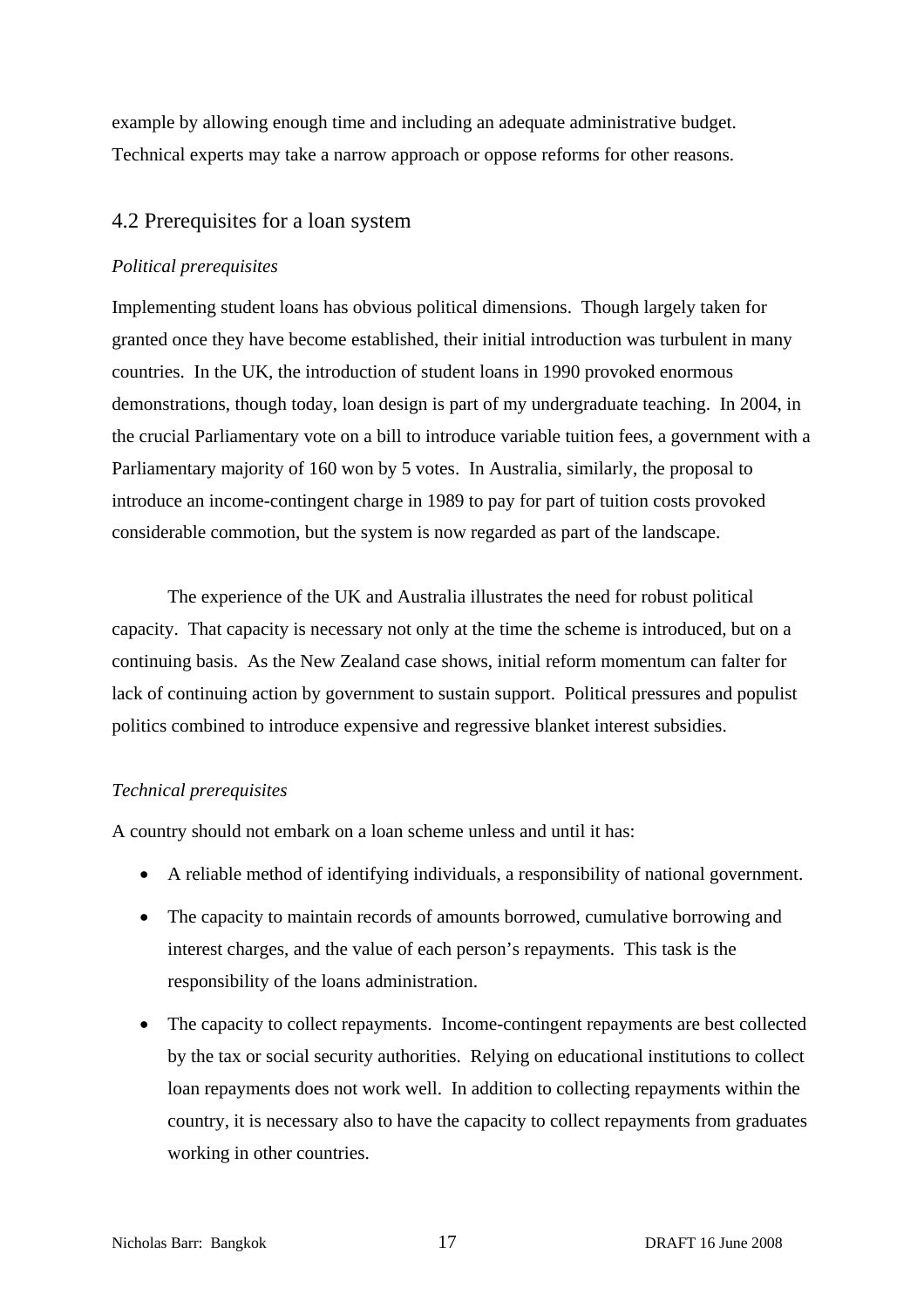example by allowing enough time and including an adequate administrative budget. Technical experts may take a narrow approach or oppose reforms for other reasons.

## 4.2 Prerequisites for a loan system

*Political prerequisites*

Implementing student loans has obvious political dimensions. Though largely taken for granted once they have become established, their initial introduction was turbulent in many countries. In the UK, the introduction of student loans in 1990 provoked enormous demonstrations, though today, loan design is part of my undergraduate teaching. In 2004, in the crucial Parliamentary vote on a bill to introduce variable tuition fees, a government with a Parliamentary majority of 160 won by 5 votes. In Australia, similarly, the proposal to introduce an income-contingent charge in 1989 to pay for part of tuition costs provoked considerable commotion, but the system is now regarded as part of the landscape.

The experience of the UK and Australia illustrates the need for robust political capacity. That capacity is necessary not only at the time the scheme is introduced, but on a continuing basis. As the New Zealand case shows, initial reform momentum can falter for lack of continuing action by government to sustain support. Political pressures and populist politics combined to introduce expensive and regressive blanket interest subsidies.

*Technical prerequisites*

A country should not embark on a loan scheme unless and until it has:

- A reliable method of identifying individuals, a responsibility of national government.
- The capacity to maintain records of amounts borrowed, cumulative borrowing and interest charges, and the value of each person's repayments. This task is the responsibility of the loans administration.
- The capacity to collect repayments. Income-contingent repayments are best collected by the tax or social security authorities. Relying on educational institutions to collect loan repayments does not work well. In addition to collecting repayments within the country, it is necessary also to have the capacity to collect repayments from graduates working in other countries.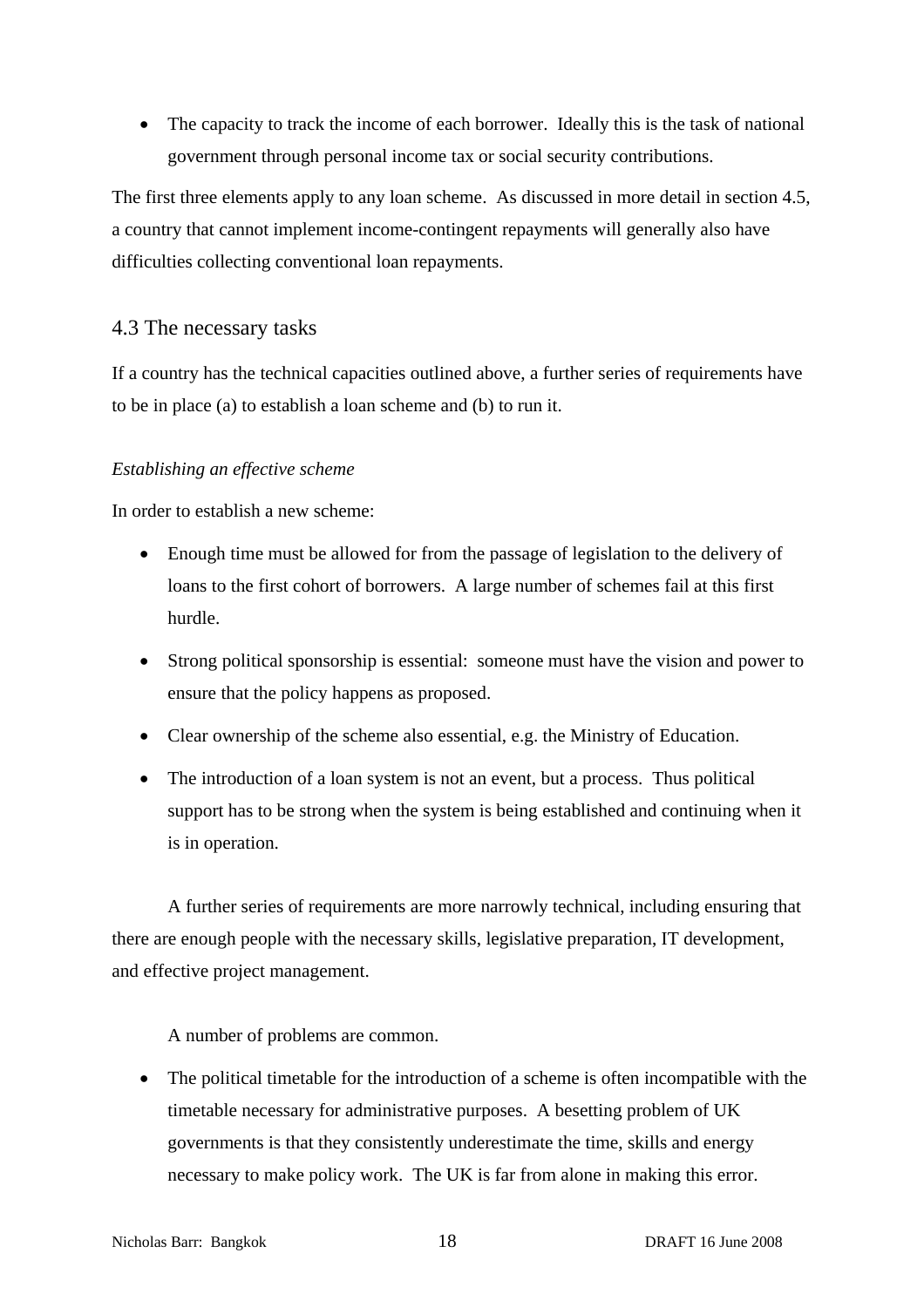- The capacity to track the income of each borrower. Ideally this is the task of national government through personal income tax or social security contributions.

The first three elements apply to any loan scheme. As discussed in more detail in section 4.5, a country that cannot implement income-contingent repayments will generally also have difficulties collecting conventional loan repayments.

## 4.3 The necessary tasks

If a country has the technical capacities outlined above, a further series of requirements have to be in place (a) to establish a loan scheme and (b) to run it.

*Establishing an effective scheme*

In order to establish a new scheme:

- Enough time must be allowed for from the passage of legislation to the delivery of loans to the first cohort of borrowers. A large number of schemes fail at this first hurdle.
- Strong political sponsorship is essential: someone must have the vision and power to ensure that the policy happens as proposed.
- Clear ownership of the scheme also essential, e.g. the Ministry of Education.
- The introduction of a loan system is not an event, but a process. Thus political support has to be strong when the system is being established and continuing when it is in operation.

A further series of requirements are more narrowly technical, including ensuring that there are enough people with the necessary skills, legislative preparation, IT development, and effective project management.

A number of problems are common.

- The political timetable for the introduction of a scheme is often incompatible with the timetable necessary for administrative purposes. A besetting problem of UK governments is that they consistently underestimate the time, skills and energy necessary to make policy work. The UK is far from alone in making this error.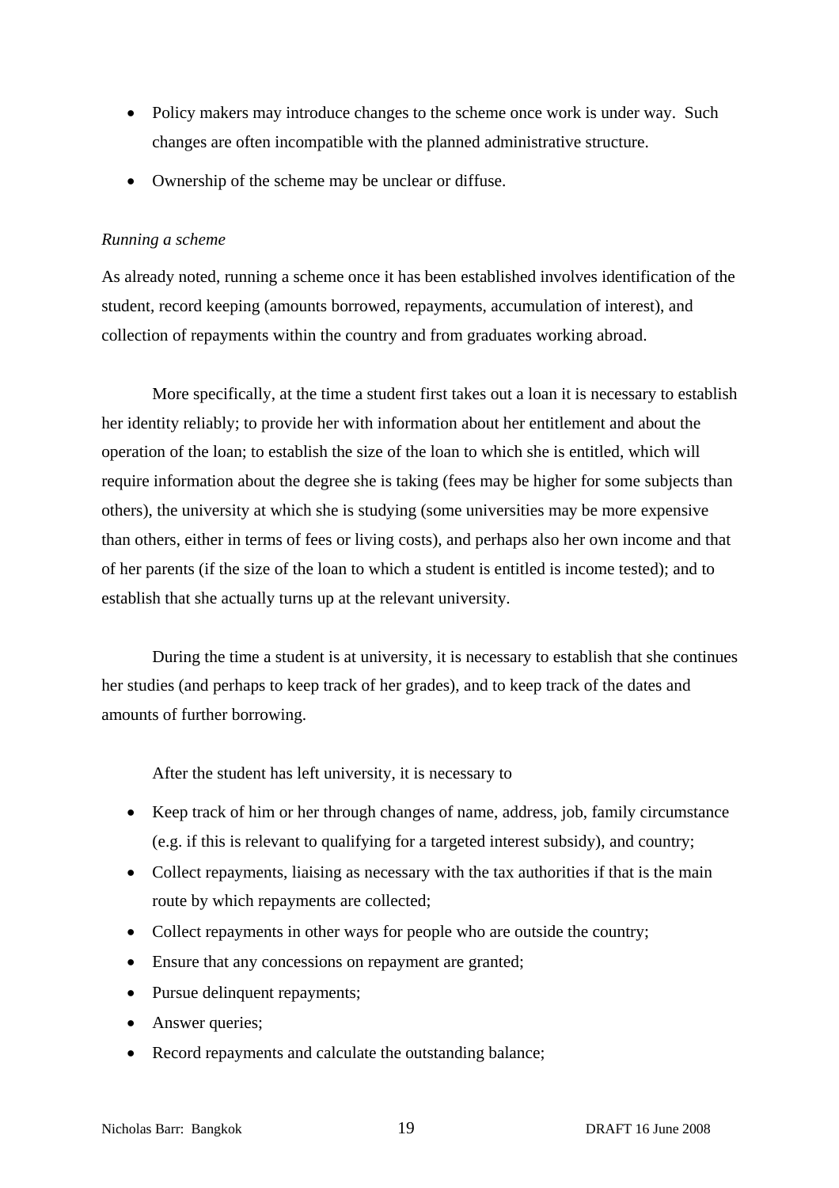- Policy makers may introduce changes to the scheme once work is under way. Such changes are often incompatible with the planned administrative structure.
- Ownership of the scheme may be unclear or diffuse.

*Running a scheme*

As already noted, running a scheme once it has been established involves identification of the student, record keeping (amounts borrowed, repayments, accumulation of interest), and collection of repayments within the country and from graduates working abroad.

More specifically, at the time a student first takes out a loan it is necessary to establish her identity reliably; to provide her with information about her entitlement and about the operation of the loan; to establish the size of the loan to which she is entitled, which will require information about the degree she is taking (fees may be higher for some subjects than others), the university at which she is studying (some universities may be more expensive than others, either in terms of fees or living costs), and perhaps also her own income and that of her parents (if the size of the loan to which a student is entitled is income tested); and to establish that she actually turns up at the relevant university.

During the time a student is at university, it is necessary to establish that she continues her studies (and perhaps to keep track of her grades), and to keep track of the dates and amounts of further borrowing.

After the student has left university, it is necessary to

- Keep track of him or her through changes of name, address, job, family circumstance (e.g. if this is relevant to qualifying for a targeted interest subsidy), and country;
- Collect repayments, liaising as necessary with the tax authorities if that is the main route by which repayments are collected;
- Collect repayments in other ways for people who are outside the country;
- Ensure that any concessions on repayment are granted;
- Pursue delinquent repayments;
- Answer queries;
- Record repayments and calculate the outstanding balance;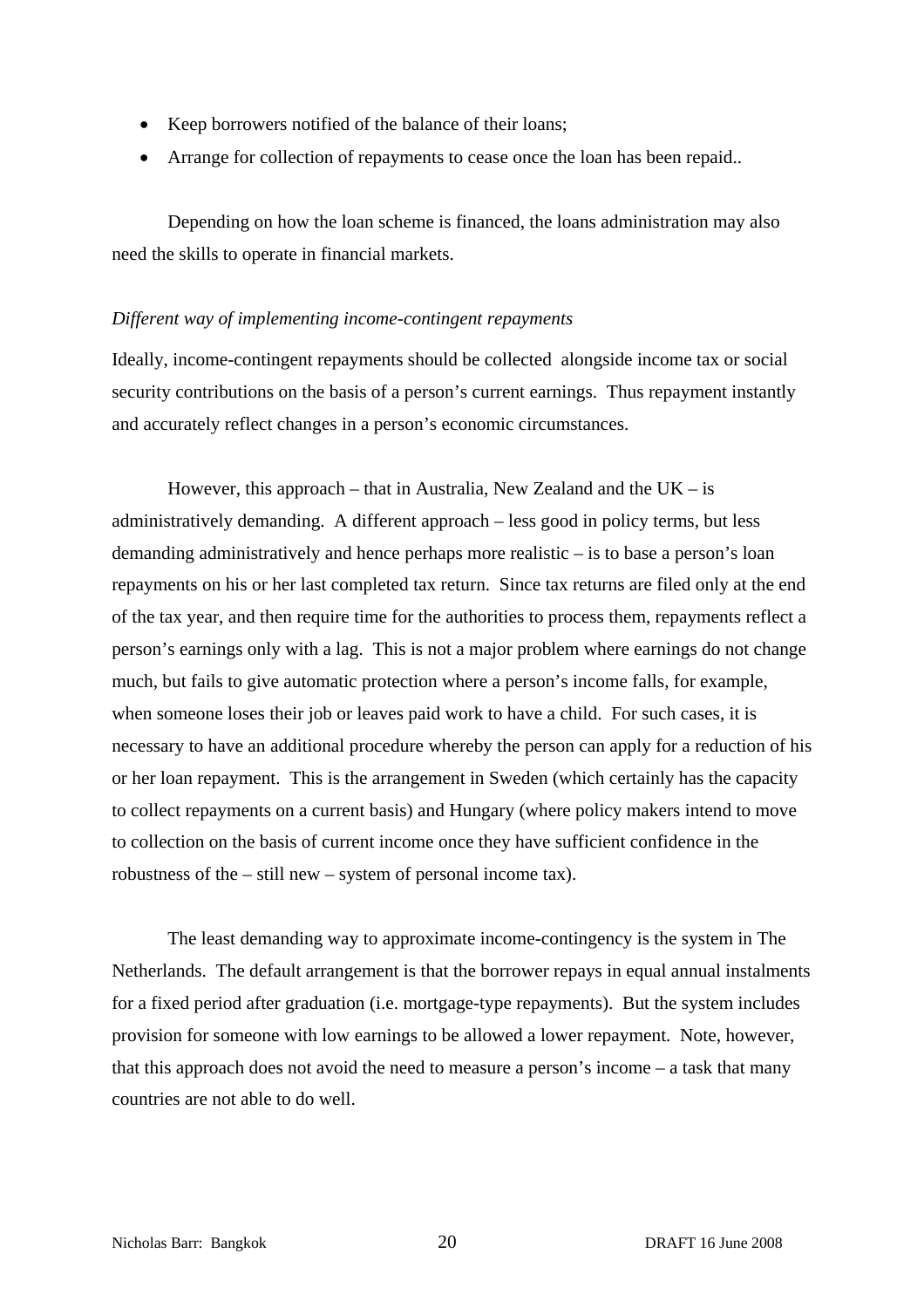- Keep borrowers notified of the balance of their loans;
- Arrange for collection of repayments to cease once the loan has been repaid..

Depending on how the loan scheme is financed, the loans administration may also need the skills to operate in financial markets.

*Different way of implementing income-contingent repayments*

Ideally, income-contingent repayments should be collected alongside income tax or social security contributions on the basis of a person's current earnings. Thus repayment instantly and accurately reflect changes in a person's economic circumstances.

However, this approach – that in Australia, New Zealand and the UK – is administratively demanding. A different approach – less good in policy terms, but less demanding administratively and hence perhaps more realistic – is to base a person's loan repayments on his or her last completed tax return. Since tax returns are filed only at the end of the tax year, and then require time for the authorities to process them, repayments reflect a person's earnings only with a lag. This is not a major problem where earnings do not change much, but fails to give automatic protection where a person's income falls, for example, when someone loses their job or leaves paid work to have a child. For such cases, it is necessary to have an additional procedure whereby the person can apply for a reduction of his or her loan repayment. This is the arrangement in Sweden (which certainly has the capacity to collect repayments on a current basis) and Hungary (where policy makers intend to move to collection on the basis of current income once they have sufficient confidence in the robustness of the – still new – system of personal income tax).

The least demanding way to approximate income-contingency is the system in The Netherlands. The default arrangement is that the borrower repays in equal annual instalments for a fixed period after graduation (i.e. mortgage-type repayments). But the system includes provision for someone with low earnings to be allowed a lower repayment. Note, however, that this approach does not avoid the need to measure a person's income – a task that many countries are not able to do well.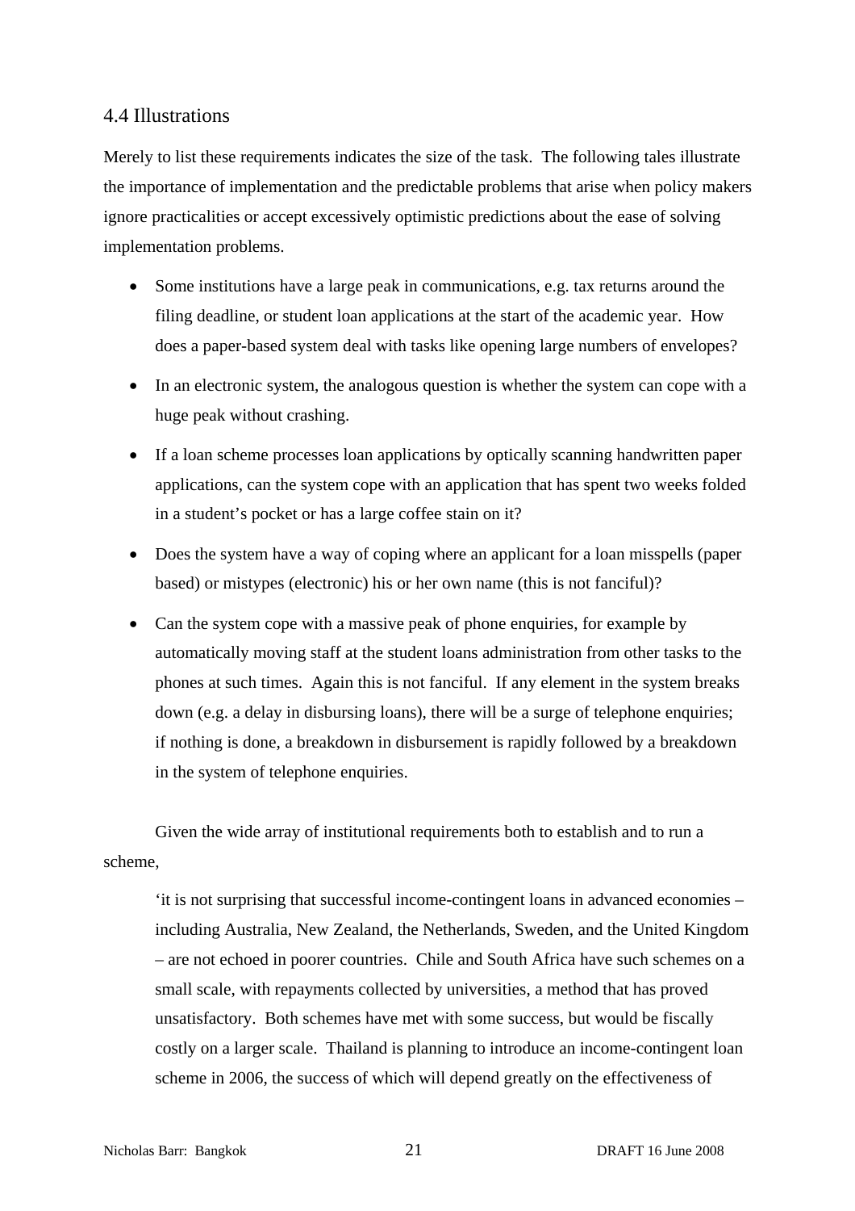### 4.4 Illustrations

Merely to list these requirements indicates the size of the task. The following tales illustrate the importance of implementation and the predictable problems that arise when policy makers ignore practicalities or accept excessively optimistic predictions about the ease of solving implementation problems.

- Some institutions have a large peak in communications, e.g. tax returns around the filing deadline, or student loan applications at the start of the academic year. How does a paper-based system deal with tasks like opening large numbers of envelopes?
- In an electronic system, the analogous question is whether the system can cope with a huge peak without crashing.
- If a loan scheme processes loan applications by optically scanning handwritten paper applications, can the system cope with an application that has spent two weeks folded in a student's pocket or has a large coffee stain on it?
- Does the system have a way of coping where an applicant for a loan misspells (paper based) or mistypes (electronic) his or her own name (this is not fanciful)?
- Can the system cope with a massive peak of phone enquiries, for example by automatically moving staff at the student loans administration from other tasks to the phones at such times. Again this is not fanciful. If any element in the system breaks down (e.g. a delay in disbursing loans), there will be a surge of telephone enquiries; if nothing is done, a breakdown in disbursement is rapidly followed by a breakdown in the system of telephone enquiries.

Given the wide array of institutional requirements both to establish and to run a scheme,

> 'it is not surprising that successful income-contingent loans in advanced economies – including Australia, New Zealand, the Netherlands, Sweden, and the United Kingdom – are not echoed in poorer countries. Chile and South Africa have such schemes on a small scale, with repayments collected by universities, a method that has proved unsatisfactory. Both schemes have met with some success, but would be fiscally costly on a larger scale. Thailand is planning to introduce an income-contingent loan scheme in 2006, the success of which will depend greatly on the effectiveness of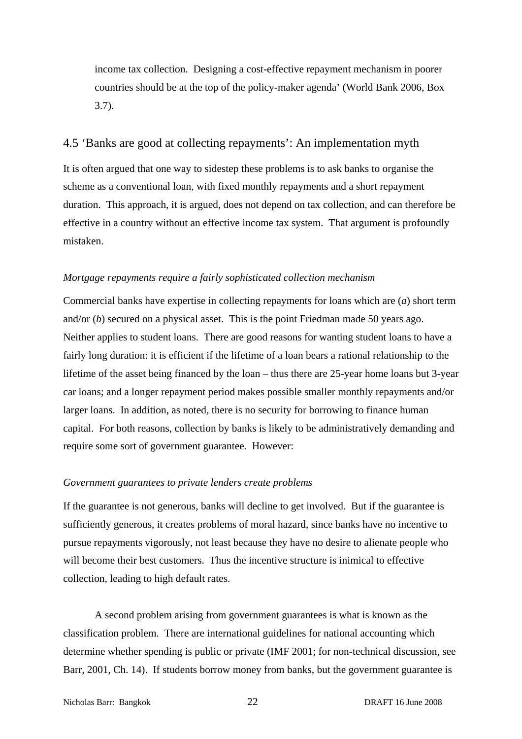income tax collection. Designing a cost-effective repayment mechanism in poorer countries should be at the top of the policy-maker agenda' (World Bank 2006, Box 3.7).

## 4.5 'Banks are good at collecting repayments': An implementation myth

It is often argued that one way to sidestep these problems is to ask banks to organise the scheme as a conventional loan, with fixed monthly repayments and a short repayment duration. This approach, it is argued, does not depend on tax collection, and can therefore be effective in a country without an effective income tax system. That argument is profoundly mistaken.

*Mortgage repayments require a fairly sophisticated collection mechanism*

Commercial banks have expertise in collecting repayments for loans which are (*a*) short term and/or (*b*) secured on a physical asset. This is the point Friedman made 50 years ago. Neither applies to student loans. There are good reasons for wanting student loans to have a fairly long duration: it is efficient if the lifetime of a loan bears a rational relationship to the lifetime of the asset being financed by the loan – thus there are 25-year home loans but 3-year car loans; and a longer repayment period makes possible smaller monthly repayments and/or larger loans. In addition, as noted, there is no security for borrowing to finance human capital. For both reasons, collection by banks is likely to be administratively demanding and require some sort of government guarantee. However:

*Government guarantees to private lenders create problems*

If the guarantee is not generous, banks will decline to get involved. But if the guarantee is sufficiently generous, it creates problems of moral hazard, since banks have no incentive to pursue repayments vigorously, not least because they have no desire to alienate people who will become their best customers. Thus the incentive structure is inimical to effective collection, leading to high default rates.

A second problem arising from government guarantees is what is known as the classification problem. There are international guidelines for national accounting which determine whether spending is public or private (IMF 2001; for non-technical discussion, see Barr, 2001, Ch. 14). If students borrow money from banks, but the government guarantee is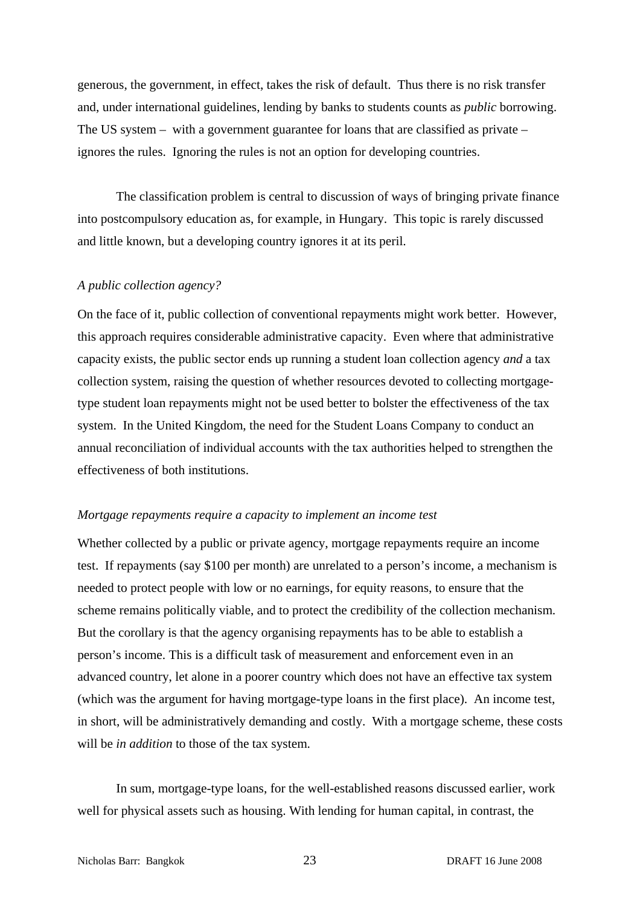generous, the government, in effect, takes the risk of default. Thus there is no risk transfer and, under international guidelines, lending by banks to students counts as *public* borrowing. The US system – with a government guarantee for loans that are classified as private – ignores the rules. Ignoring the rules is not an option for developing countries.

The classification problem is central to discussion of ways of bringing private finance into postcompulsory education as, for example, in Hungary. This topic is rarely discussed and little known, but a developing country ignores it at its peril.

*A public collection agency?*

On the face of it, public collection of conventional repayments might work better. However, this approach requires considerable administrative capacity. Even where that administrative capacity exists, the public sector ends up running a student loan collection agency *and* a tax collection system, raising the question of whether resources devoted to collecting mortgage-type student loan repayments might not be used better to bolster the effectiveness of the tax system. In the United Kingdom, the need for the Student Loans Company to conduct an annual reconciliation of individual accounts with the tax authorities helped to strengthen the effectiveness of both institutions.

*Mortgage repayments require a capacity to implement an income test*

Whether collected by a public or private agency, mortgage repayments require an income test. If repayments (say $100 per month) are unrelated to a person's income, a mechanism is needed to protect people with low or no earnings, for equity reasons, to ensure that the scheme remains politically viable, and to protect the credibility of the collection mechanism. But the corollary is that the agency organising repayments has to be able to establish a person's income. This is a difficult task of measurement and enforcement even in an advanced country, let alone in a poorer country which does not have an effective tax system (which was the argument for having mortgage-type loans in the first place). An income test, in short, will be administratively demanding and costly. With a mortgage scheme, these costs will be *in addition* to those of the tax system.

In sum, mortgage-type loans, for the well-established reasons discussed earlier, work well for physical assets such as housing. With lending for human capital, in contrast, the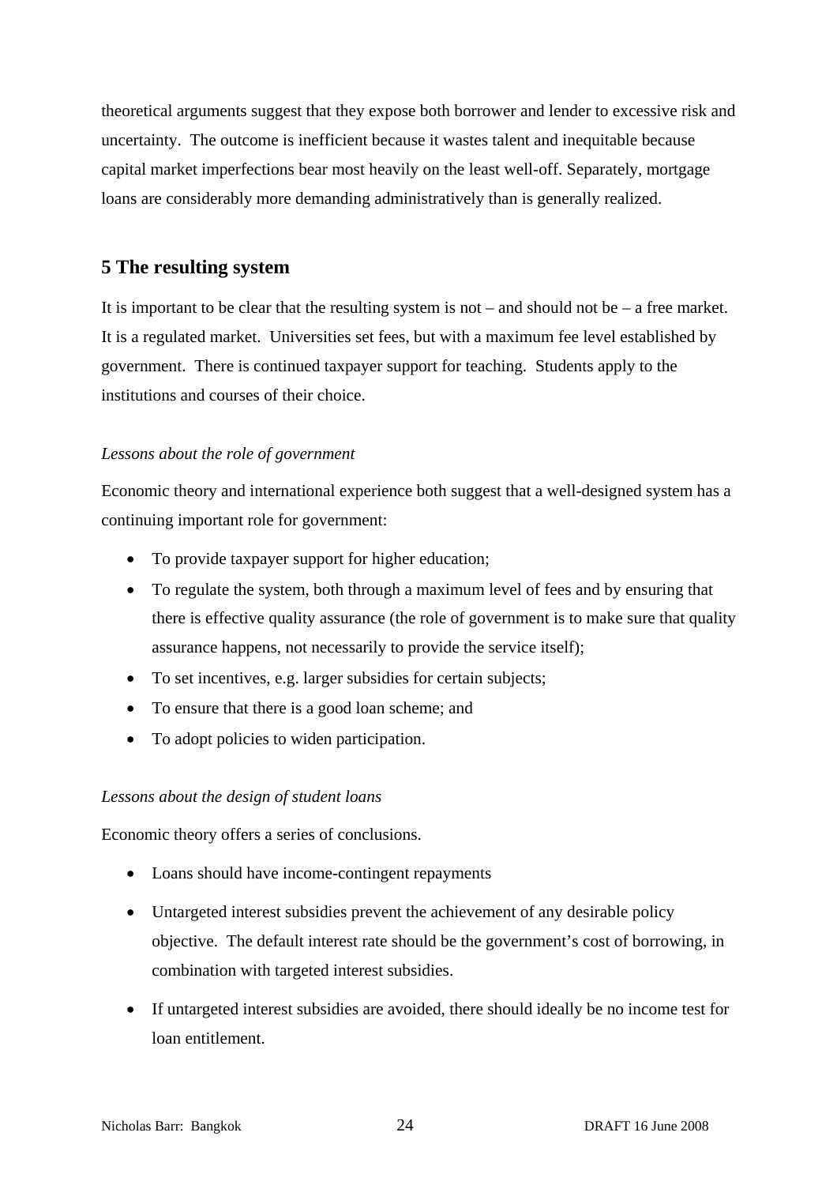theoretical arguments suggest that they expose both borrower and lender to excessive risk and uncertainty. The outcome is inefficient because it wastes talent and inequitable because capital market imperfections bear most heavily on the least well-off. Separately, mortgage loans are considerably more demanding administratively than is generally realized.

## 5 The resulting system

It is important to be clear that the resulting system is not – and should not be – a free market. It is a regulated market. Universities set fees, but with a maximum fee level established by government. There is continued taxpayer support for teaching. Students apply to the institutions and courses of their choice.

*Lessons about the role of government*

Economic theory and international experience both suggest that a well-designed system has a continuing important role for government:

- To provide taxpayer support for higher education;
- To regulate the system, both through a maximum level of fees and by ensuring that there is effective quality assurance (the role of government is to make sure that quality assurance happens, not necessarily to provide the service itself);
- To set incentives, e.g. larger subsidies for certain subjects;
- To ensure that there is a good loan scheme; and
- To adopt policies to widen participation.

*Lessons about the design of student loans*

Economic theory offers a series of conclusions.

- Loans should have income-contingent repayments
- Untargeted interest subsidies prevent the achievement of any desirable policy objective. The default interest rate should be the government's cost of borrowing, in combination with targeted interest subsidies.
- If untargeted interest subsidies are avoided, there should ideally be no income test for loan entitlement.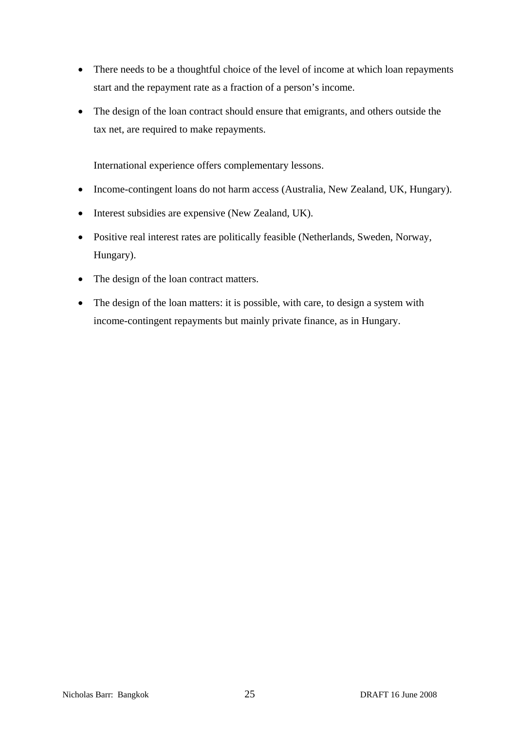- There needs to be a thoughtful choice of the level of income at which loan repayments start and the repayment rate as a fraction of a person's income.
- The design of the loan contract should ensure that emigrants, and others outside the tax net, are required to make repayments.

International experience offers complementary lessons.

- Income-contingent loans do not harm access (Australia, New Zealand, UK, Hungary).
- Interest subsidies are expensive (New Zealand, UK).
- Positive real interest rates are politically feasible (Netherlands, Sweden, Norway, Hungary).
- The design of the loan contract matters.
- The design of the loan matters: it is possible, with care, to design a system with income-contingent repayments but mainly private finance, as in Hungary.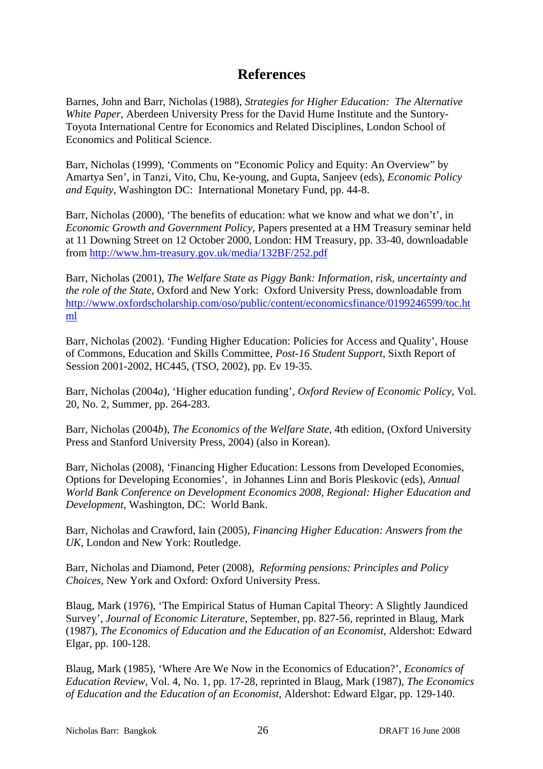# References

Barnes, John and Barr, Nicholas (1988), *Strategies for Higher Education: The Alternative White Paper*, Aberdeen University Press for the David Hume Institute and the Suntory-Toyota International Centre for Economics and Related Disciplines, London School of Economics and Political Science.

Barr, Nicholas (1999), 'Comments on "Economic Policy and Equity: An Overview" by Amartya Sen', in Tanzi, Vito, Chu, Ke-young, and Gupta, Sanjeev (eds), *Economic Policy and Equity*, Washington DC: International Monetary Fund, pp. 44-8.

Barr, Nicholas (2000), 'The benefits of education: what we know and what we don't', in *Economic Growth and Government Policy*, Papers presented at a HM Treasury seminar held at 11 Downing Street on 12 October 2000, London: HM Treasury, pp. 33-40, downloadable from http://www.hm-treasury.gov.uk/media/132BF/252.pdf

Barr, Nicholas (2001), *The Welfare State as Piggy Bank: Information, risk, uncertainty and the role of the State*, Oxford and New York: Oxford University Press, downloadable from http://www.oxfordscholarship.com/oso/public/content/economicsfinance/0199246599/toc.html

Barr, Nicholas (2002). 'Funding Higher Education: Policies for Access and Quality', House of Commons, Education and Skills Committee, *Post-16 Student Support*, Sixth Report of Session 2001-2002, HC445, (TSO, 2002), pp. Ev 19-35.

Barr, Nicholas (2004*a*), 'Higher education funding', *Oxford Review of Economic Policy*, Vol. 20, No. 2, Summer, pp. 264-283.

Barr, Nicholas (2004*b*), *The Economics of the Welfare State*, 4th edition, (Oxford University Press and Stanford University Press, 2004) (also in Korean).

Barr, Nicholas (2008), 'Financing Higher Education: Lessons from Developed Economies, Options for Developing Economies', in Johannes Linn and Boris Pleskovic (eds), *Annual World Bank Conference on Development Economics 2008, Regional: Higher Education and Development*, Washington, DC: World Bank.

Barr, Nicholas and Crawford, Iain (2005), *Financing Higher Education: Answers from the UK*, London and New York: Routledge.

Barr, Nicholas and Diamond, Peter (2008), *Reforming pensions: Principles and Policy Choices*, New York and Oxford: Oxford University Press.

Blaug, Mark (1976), 'The Empirical Status of Human Capital Theory: A Slightly Jaundiced Survey', *Journal of Economic Literature*, September, pp. 827-56, reprinted in Blaug, Mark (1987), *The Economics of Education and the Education of an Economist*, Aldershot: Edward Elgar, pp. 100-128.

Blaug, Mark (1985), 'Where Are We Now in the Economics of Education?', *Economics of Education Review*, Vol. 4, No. 1, pp. 17-28, reprinted in Blaug, Mark (1987), *The Economics of Education and the Education of an Economist*, Aldershot: Edward Elgar, pp. 129-140.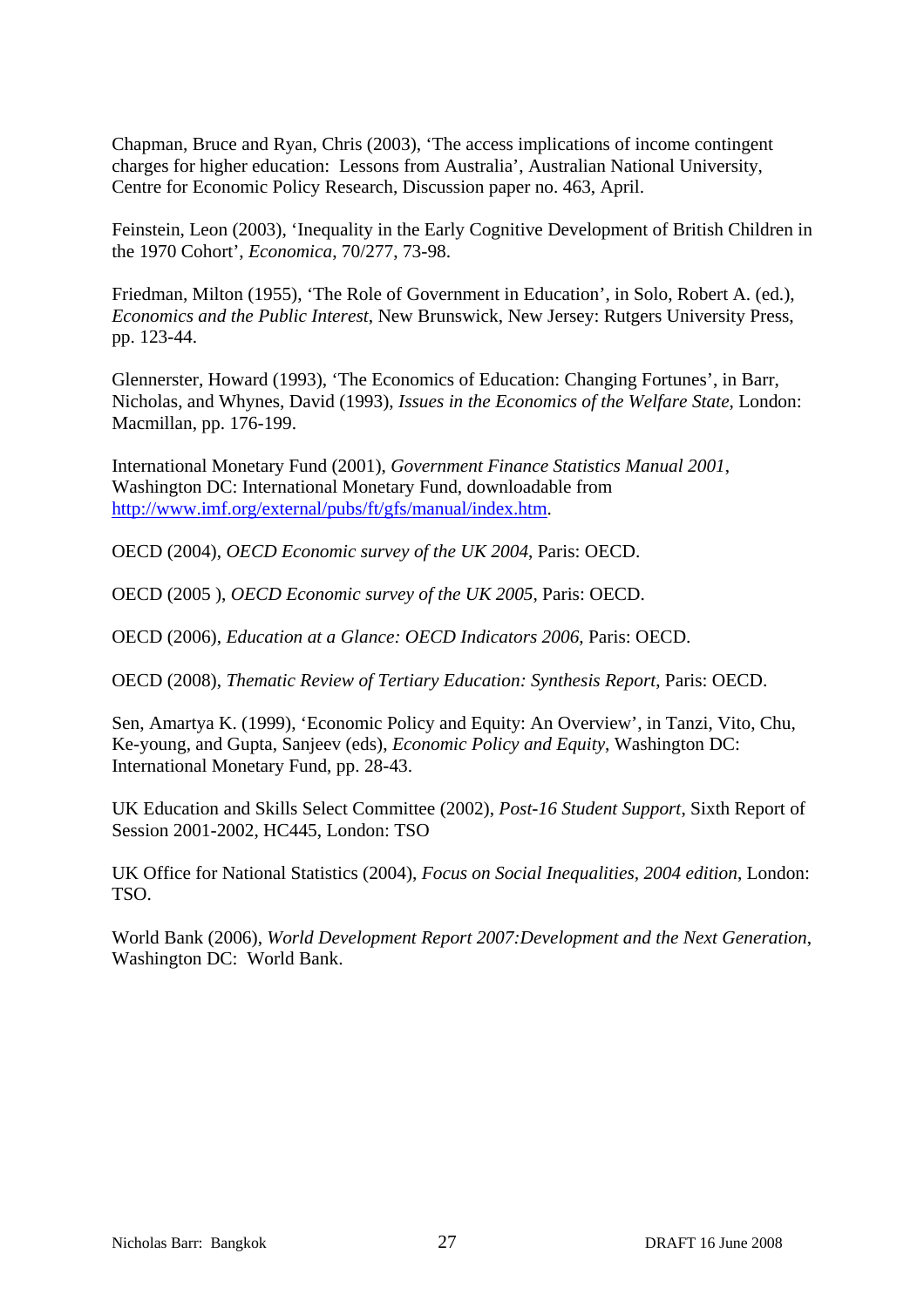Chapman, Bruce and Ryan, Chris (2003), 'The access implications of income contingent charges for higher education: Lessons from Australia', Australian National University, Centre for Economic Policy Research, Discussion paper no. 463, April.

Feinstein, Leon (2003), 'Inequality in the Early Cognitive Development of British Children in the 1970 Cohort', *Economica*, 70/277, 73-98.

Friedman, Milton (1955), 'The Role of Government in Education', in Solo, Robert A. (ed.), *Economics and the Public Interest*, New Brunswick, New Jersey: Rutgers University Press, pp. 123-44.

Glennerster, Howard (1993), 'The Economics of Education: Changing Fortunes', in Barr, Nicholas, and Whynes, David (1993), *Issues in the Economics of the Welfare State*, London: Macmillan, pp. 176-199.

International Monetary Fund (2001), *Government Finance Statistics Manual 2001*, Washington DC: International Monetary Fund, downloadable from http://www.imf.org/external/pubs/ft/gfs/manual/index.htm.

OECD (2004), *OECD Economic survey of the UK 2004*, Paris: OECD.

OECD (2005 ), *OECD Economic survey of the UK 2005*, Paris: OECD.

OECD (2006), *Education at a Glance: OECD Indicators 2006*, Paris: OECD.

OECD (2008), *Thematic Review of Tertiary Education: Synthesis Report*, Paris: OECD.

Sen, Amartya K. (1999), 'Economic Policy and Equity: An Overview', in Tanzi, Vito, Chu, Ke-young, and Gupta, Sanjeev (eds), *Economic Policy and Equity*, Washington DC: International Monetary Fund, pp. 28-43.

UK Education and Skills Select Committee (2002), *Post-16 Student Support*, Sixth Report of Session 2001-2002, HC445, London: TSO

UK Office for National Statistics (2004), *Focus on Social Inequalities, 2004 edition*, London: TSO.

World Bank (2006), *World Development Report 2007:Development and the Next Generation*, Washington DC: World Bank.